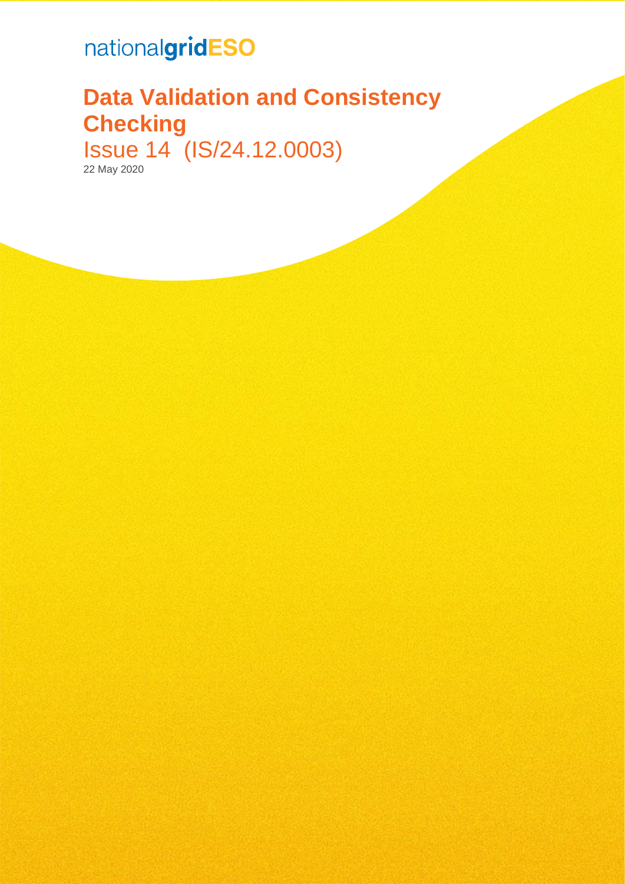nationalgridESO

# Data Validation and Consistency Checking

Issue 14 (IS/24.12.0003)

22 May 2020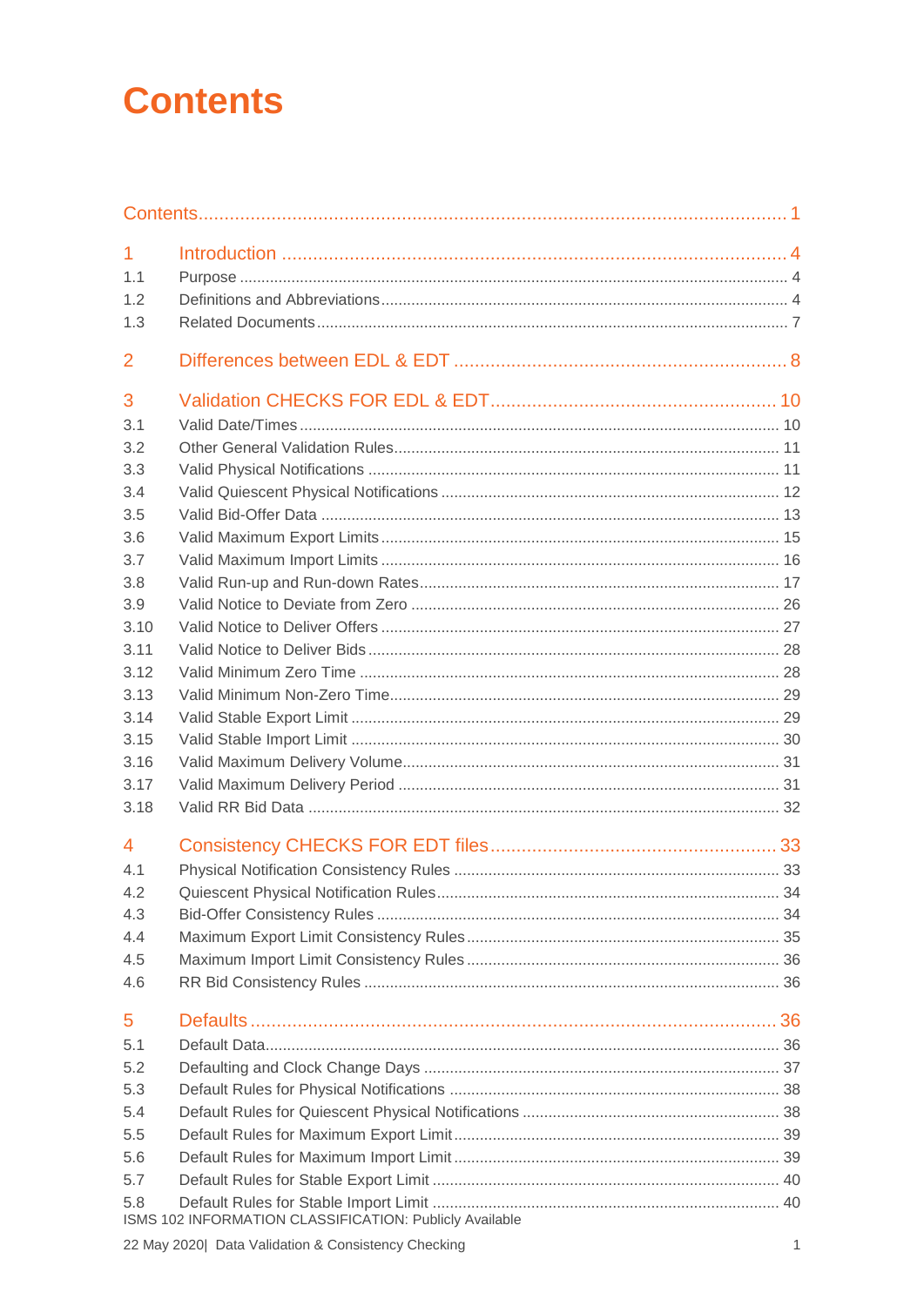# Contents

Contents ........................................................................................................ 1

1 Introduction ................................................................................................ 4

1.1 Purpose .................................................................................................... 4

1.2 Definitions and Abbreviations .................................................................. 4

1.3 Related Documents .................................................................................. 7

2 Differences between EDL & EDT ................................................................ 8

3 Validation CHECKS FOR EDL & EDT ......................................................... 10

3.1 Valid Date/Times ..................................................................................... 10

3.2 Other General Validation Rules ............................................................... 11

3.3 Valid Physical Notifications ..................................................................... 11

3.4 Valid Quiescent Physical Notifications .................................................... 12

3.5 Valid Bid-Offer Data ................................................................................ 13

3.6 Valid Maximum Export Limits .................................................................. 15

3.7 Valid Maximum Import Limits .................................................................. 16

3.8 Valid Run-up and Run-down Rates .......................................................... 17

3.9 Valid Notice to Deviate from Zero ........................................................... 26

3.10 Valid Notice to Deliver Offers ................................................................ 27

3.11 Valid Notice to Deliver Bids ................................................................... 28

3.12 Valid Minimum Zero Time ..................................................................... 28

3.13 Valid Minimum Non-Zero Time ............................................................. 29

3.14 Valid Stable Export Limit ....................................................................... 29

3.15 Valid Stable Import Limit ....................................................................... 30

3.16 Valid Maximum Delivery Volume ........................................................... 31

3.17 Valid Maximum Delivery Period ............................................................ 31

3.18 Valid RR Bid Data ................................................................................. 32

4 Consistency CHECKS FOR EDT files .......................................................... 33

4.1 Physical Notification Consistency Rules ................................................... 33

4.2 Quiescent Physical Notification Rules ...................................................... 34

4.3 Bid-Offer Consistency Rules .................................................................... 34

4.4 Maximum Export Limit Consistency Rules ................................................ 35

4.5 Maximum Import Limit Consistency Rules ................................................ 36

4.6 RR Bid Consistency Rules ........................................................................ 36

5 Defaults ..................................................................................................... 36

5.1 Default Data ............................................................................................ 36

5.2 Defaulting and Clock Change Days .......................................................... 37

5.3 Default Rules for Physical Notifications ................................................... 38

5.4 Default Rules for Quiescent Physical Notifications ................................... 38

5.5 Default Rules for Maximum Export Limit ................................................. 39

5.6 Default Rules for Maximum Import Limit ................................................. 39

5.7 Default Rules for Stable Export Limit ....................................................... 40

5.8 Default Rules for Stable Import Limit ....................................................... 40

ISMS 102 INFORMATION CLASSIFICATION: Publicly Available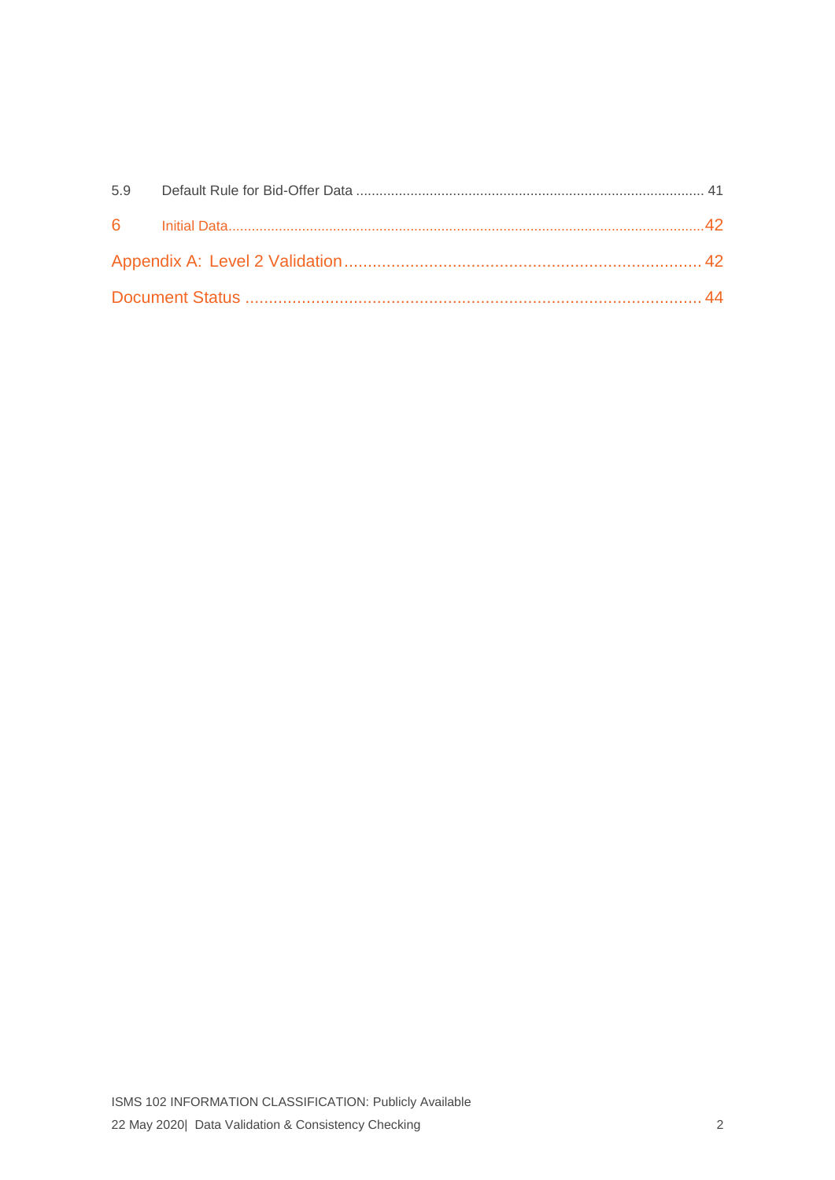5.9 Default Rule for Bid-Offer Data ........................................................................................ 41

6 Initial Data.......................................................................................................................42

Appendix A: Level 2 Validation.......................................................................... 42

Document Status ............................................................................................... 44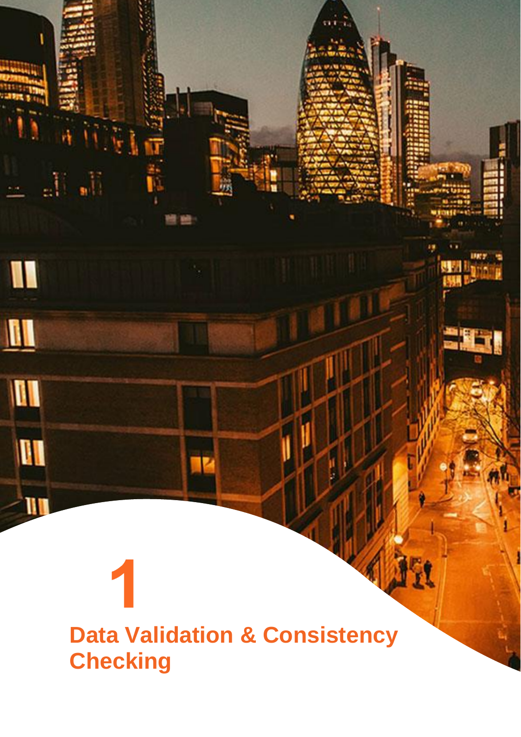# 1

# Data Validation & Consistency Checking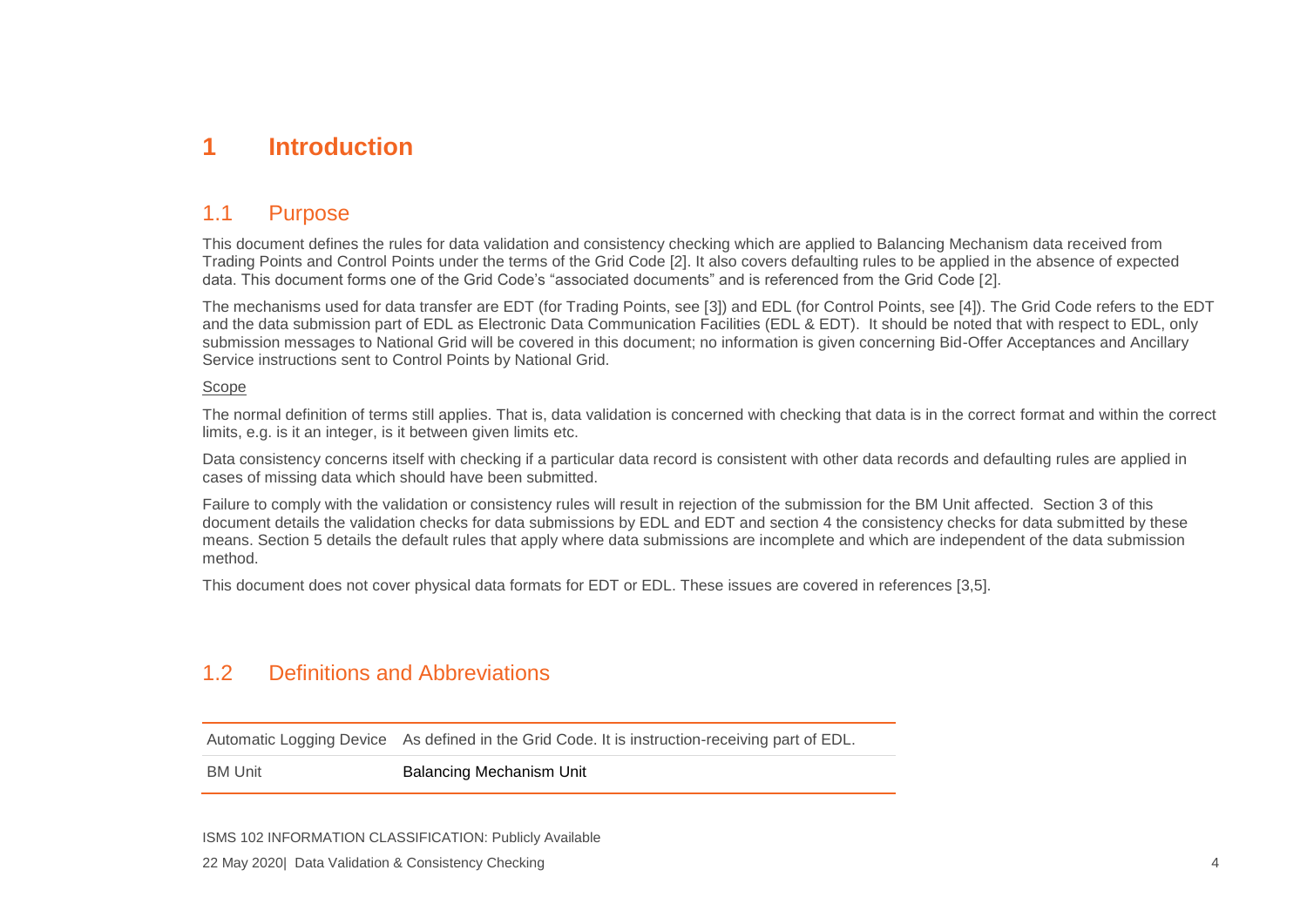# 1 Introduction

## 1.1 Purpose

This document defines the rules for data validation and consistency checking which are applied to Balancing Mechanism data received from Trading Points and Control Points under the terms of the Grid Code [2]. It also covers defaulting rules to be applied in the absence of expected data. This document forms one of the Grid Code's "associated documents" and is referenced from the Grid Code [2].

The mechanisms used for data transfer are EDT (for Trading Points, see [3]) and EDL (for Control Points, see [4]). The Grid Code refers to the EDT and the data submission part of EDL as Electronic Data Communication Facilities (EDL & EDT). It should be noted that with respect to EDL, only submission messages to National Grid will be covered in this document; no information is given concerning Bid-Offer Acceptances and Ancillary Service instructions sent to Control Points by National Grid.

Scope

The normal definition of terms still applies. That is, data validation is concerned with checking that data is in the correct format and within the correct limits, e.g. is it an integer, is it between given limits etc.

Data consistency concerns itself with checking if a particular data record is consistent with other data records and defaulting rules are applied in cases of missing data which should have been submitted.

Failure to comply with the validation or consistency rules will result in rejection of the submission for the BM Unit affected. Section 3 of this document details the validation checks for data submissions by EDL and EDT and section 4 the consistency checks for data submitted by these means. Section 5 details the default rules that apply where data submissions are incomplete and which are independent of the data submission method.

This document does not cover physical data formats for EDT or EDL. These issues are covered in references [3,5].

## 1.2 Definitions and Abbreviations

| | |
|---|---|
| Automatic Logging Device | As defined in the Grid Code. It is instruction-receiving part of EDL. |
| BM Unit | Balancing Mechanism Unit |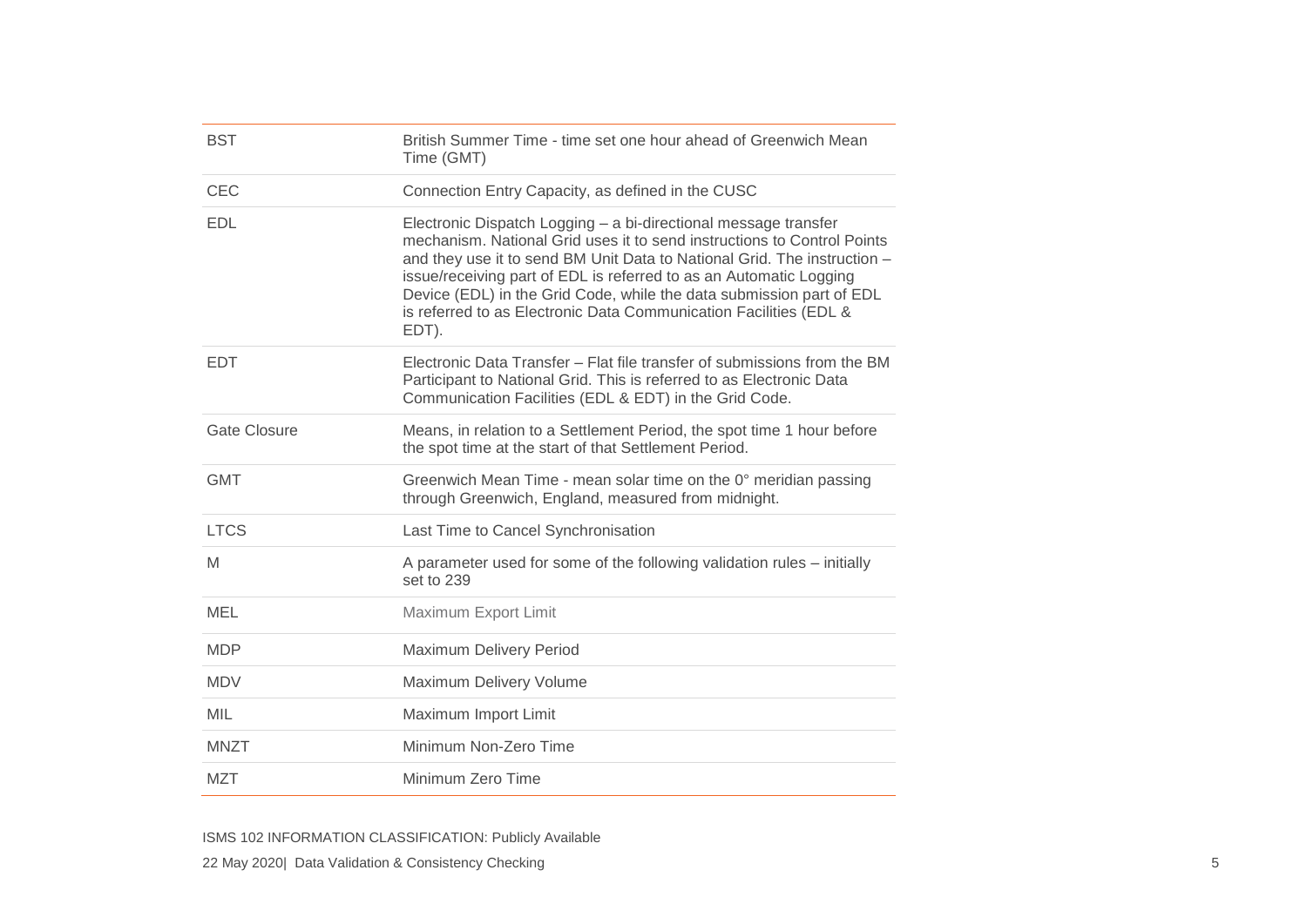| | |
|---|---|
| BST | British Summer Time - time set one hour ahead of Greenwich Mean Time (GMT) |
| CEC | Connection Entry Capacity, as defined in the CUSC |
| EDL | Electronic Dispatch Logging – a bi-directional message transfer mechanism. National Grid uses it to send instructions to Control Points and they use it to send BM Unit Data to National Grid. The instruction – issue/receiving part of EDL is referred to as an Automatic Logging Device (EDL) in the Grid Code, while the data submission part of EDL is referred to as Electronic Data Communication Facilities (EDL & EDT). |
| EDT | Electronic Data Transfer – Flat file transfer of submissions from the BM Participant to National Grid. This is referred to as Electronic Data Communication Facilities (EDL & EDT) in the Grid Code. |
| Gate Closure | Means, in relation to a Settlement Period, the spot time 1 hour before the spot time at the start of that Settlement Period. |
| GMT | Greenwich Mean Time - mean solar time on the 0° meridian passing through Greenwich, England, measured from midnight. |
| LTCS | Last Time to Cancel Synchronisation |
| M | A parameter used for some of the following validation rules – initially set to 239 |
| MEL | Maximum Export Limit |
| MDP | Maximum Delivery Period |
| MDV | Maximum Delivery Volume |
| MIL | Maximum Import Limit |
| MNZT | Minimum Non-Zero Time |
| MZT | Minimum Zero Time |

ISMS 102 INFORMATION CLASSIFICATION: Publicly Available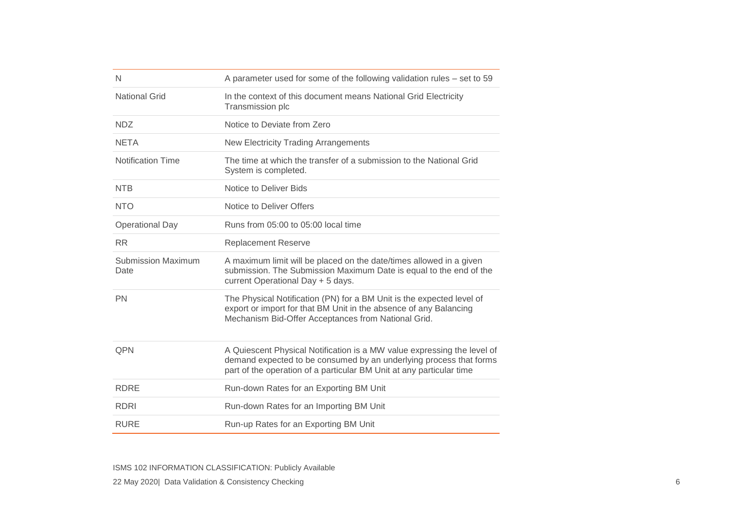| | |
|---|---|
| N | A parameter used for some of the following validation rules – set to 59 |
| National Grid | In the context of this document means National Grid Electricity Transmission plc |
| NDZ | Notice to Deviate from Zero |
| NETA | New Electricity Trading Arrangements |
| Notification Time | The time at which the transfer of a submission to the National Grid System is completed. |
| NTB | Notice to Deliver Bids |
| NTO | Notice to Deliver Offers |
| Operational Day | Runs from 05:00 to 05:00 local time |
| RR | Replacement Reserve |
| Submission Maximum Date | A maximum limit will be placed on the date/times allowed in a given submission. The Submission Maximum Date is equal to the end of the current Operational Day + 5 days. |
| PN | The Physical Notification (PN) for a BM Unit is the expected level of export or import for that BM Unit in the absence of any Balancing Mechanism Bid-Offer Acceptances from National Grid. |
| QPN | A Quiescent Physical Notification is a MW value expressing the level of demand expected to be consumed by an underlying process that forms part of the operation of a particular BM Unit at any particular time |
| RDRE | Run-down Rates for an Exporting BM Unit |
| RDRI | Run-down Rates for an Importing BM Unit |
| RURE | Run-up Rates for an Exporting BM Unit |

ISMS 102 INFORMATION CLASSIFICATION: Publicly Available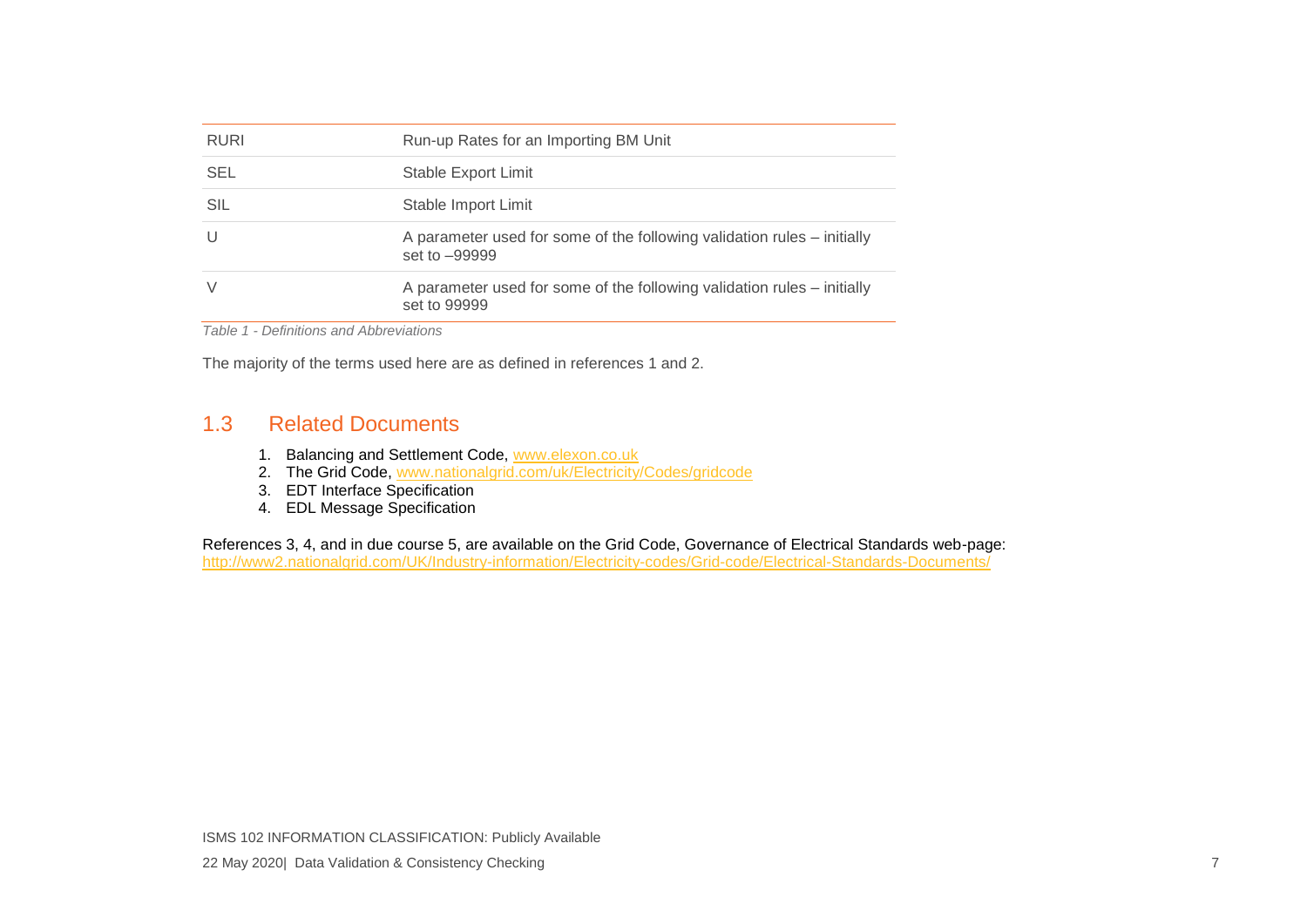| | |
|---|---|
| RURI | Run-up Rates for an Importing BM Unit |
| SEL | Stable Export Limit |
| SIL | Stable Import Limit |
| U | A parameter used for some of the following validation rules – initially set to –99999 |
| V | A parameter used for some of the following validation rules – initially set to 99999 |

*Table 1 - Definitions and Abbreviations*

The majority of the terms used here are as defined in references 1 and 2.

## 1.3 Related Documents

1. Balancing and Settlement Code, www.elexon.co.uk
2. The Grid Code, www.nationalgrid.com/uk/Electricity/Codes/gridcode
3. EDT Interface Specification
4. EDL Message Specification

References 3, 4, and in due course 5, are available on the Grid Code, Governance of Electrical Standards web-page: http://www2.nationalgrid.com/UK/Industry-information/Electricity-codes/Grid-code/Electrical-Standards-Documents/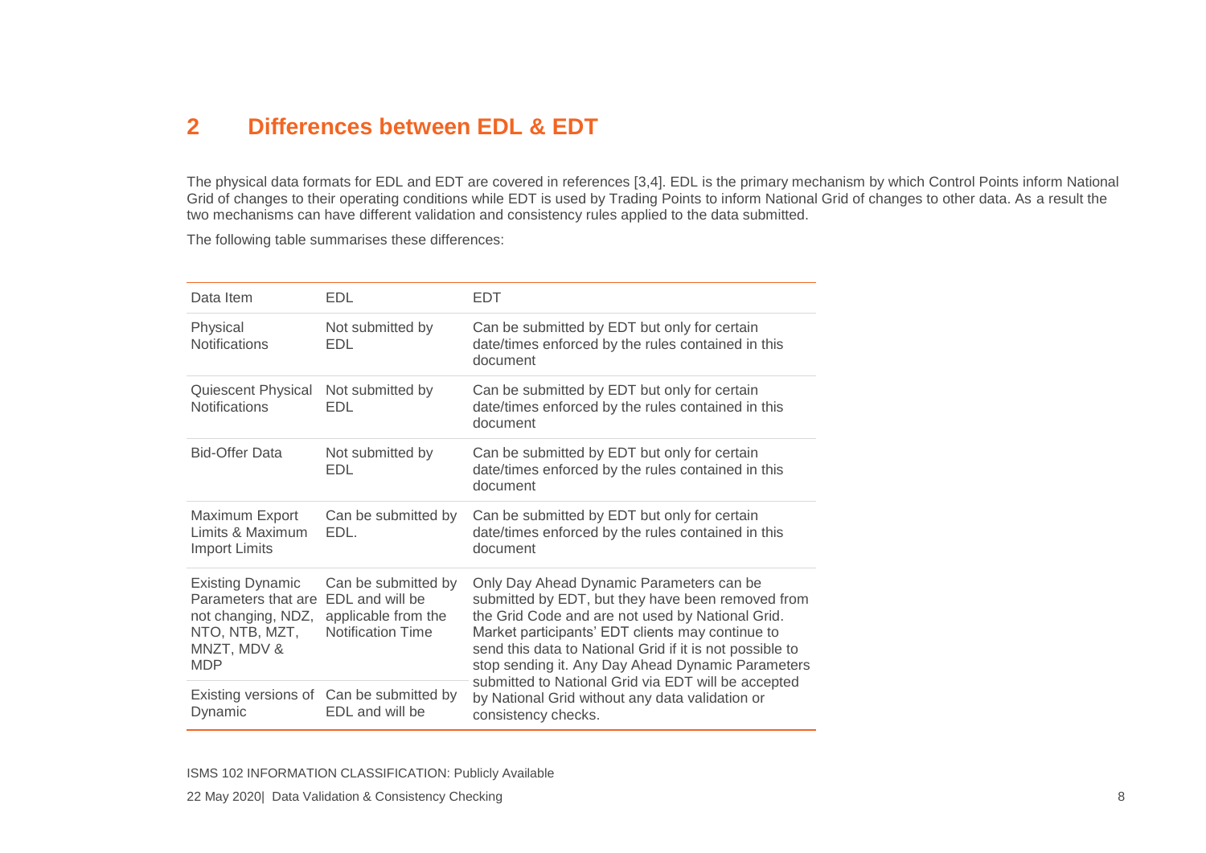## 2 Differences between EDL & EDT

The physical data formats for EDL and EDT are covered in references [3,4]. EDL is the primary mechanism by which Control Points inform National Grid of changes to their operating conditions while EDT is used by Trading Points to inform National Grid of changes to other data. As a result the two mechanisms can have different validation and consistency rules applied to the data submitted.

The following table summarises these differences:

| Data Item | EDL | EDT |
|---|---|---|
| Physical Notifications | Not submitted by EDL | Can be submitted by EDT but only for certain date/times enforced by the rules contained in this document |
| Quiescent Physical Notifications | Not submitted by EDL | Can be submitted by EDT but only for certain date/times enforced by the rules contained in this document |
| Bid-Offer Data | Not submitted by EDL | Can be submitted by EDT but only for certain date/times enforced by the rules contained in this document |
| Maximum Export Limits & Maximum Import Limits | Can be submitted by EDL. | Can be submitted by EDT but only for certain date/times enforced by the rules contained in this document |
| Existing Dynamic Parameters that are not changing, NDZ, NTO, NTB, MZT, MNZT, MDV & MDP | Can be submitted by EDL and will be applicable from the Notification Time | Only Day Ahead Dynamic Parameters can be submitted by EDT, but they have been removed from the Grid Code and are not used by National Grid. Market participants' EDT clients may continue to send this data to National Grid if it is not possible to stop sending it. Any Day Ahead Dynamic Parameters submitted to National Grid via EDT will be accepted by National Grid without any data validation or consistency checks. |
| Existing versions of Dynamic | Can be submitted by EDL and will be | |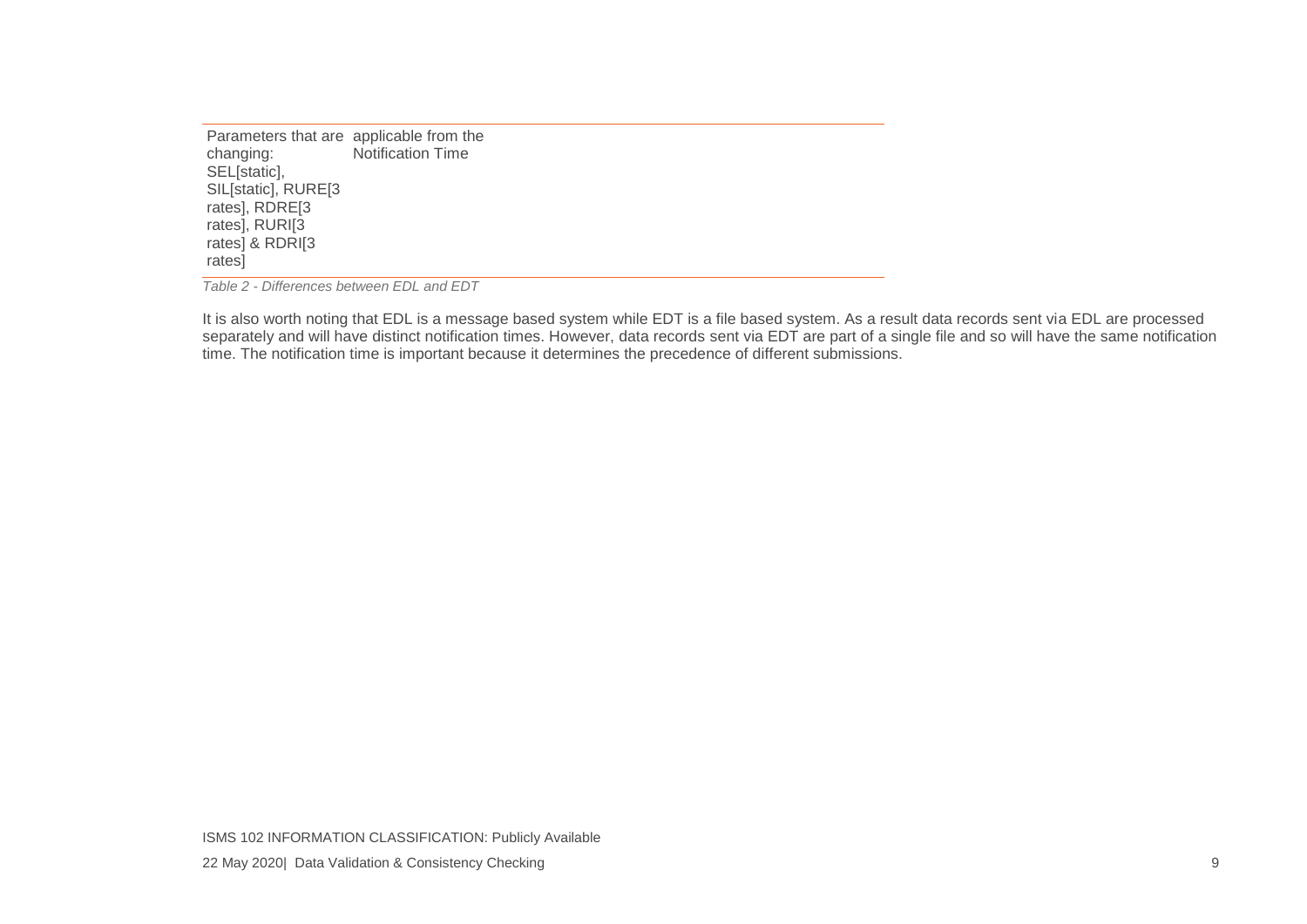| | |
|---|---|
| Parameters that are changing: SEL[static], SIL[static], RURE[3 rates], RDRE[3 rates], RURI[3 rates] & RDRI[3 rates] | applicable from the Notification Time |

*Table 2 - Differences between EDL and EDT*

It is also worth noting that EDL is a message based system while EDT is a file based system. As a result data records sent via EDL are processed separately and will have distinct notification times. However, data records sent via EDT are part of a single file and so will have the same notification time. The notification time is important because it determines the precedence of different submissions.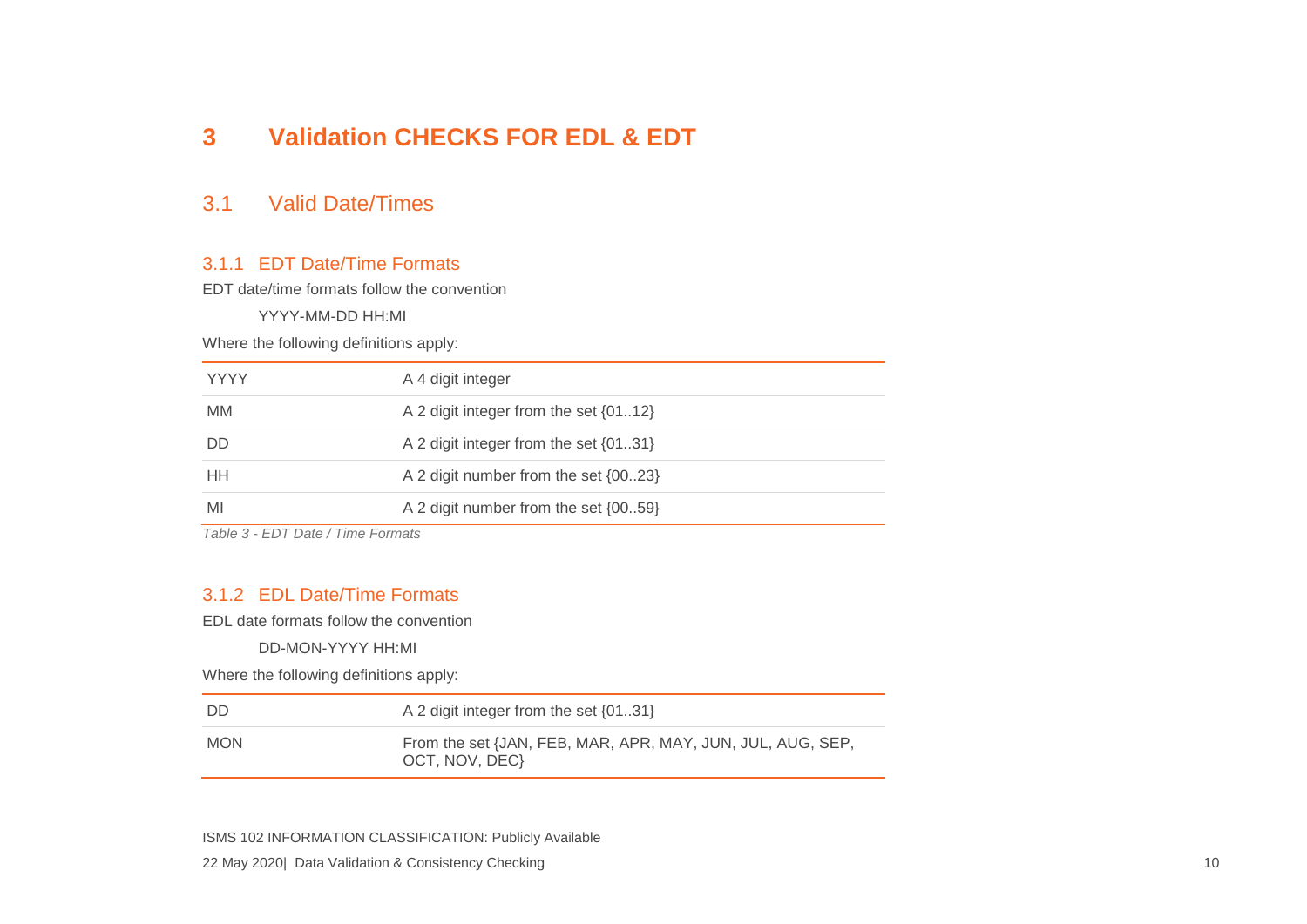# 3 Validation CHECKS FOR EDL & EDT

## 3.1 Valid Date/Times

### 3.1.1 EDT Date/Time Formats

EDT date/time formats follow the convention

YYYY-MM-DD HH:MI

Where the following definitions apply:

| | |
|---|---|
| YYYY | A 4 digit integer |
| MM | A 2 digit integer from the set {01..12} |
| DD | A 2 digit integer from the set {01..31} |
| HH | A 2 digit number from the set {00..23} |
| MI | A 2 digit number from the set {00..59} |

*Table 3 - EDT Date / Time Formats*

### 3.1.2 EDL Date/Time Formats

EDL date formats follow the convention

DD-MON-YYYY HH:MI

Where the following definitions apply:

| | |
|---|---|
| DD | A 2 digit integer from the set {01..31} |
| MON | From the set {JAN, FEB, MAR, APR, MAY, JUN, JUL, AUG, SEP, OCT, NOV, DEC} |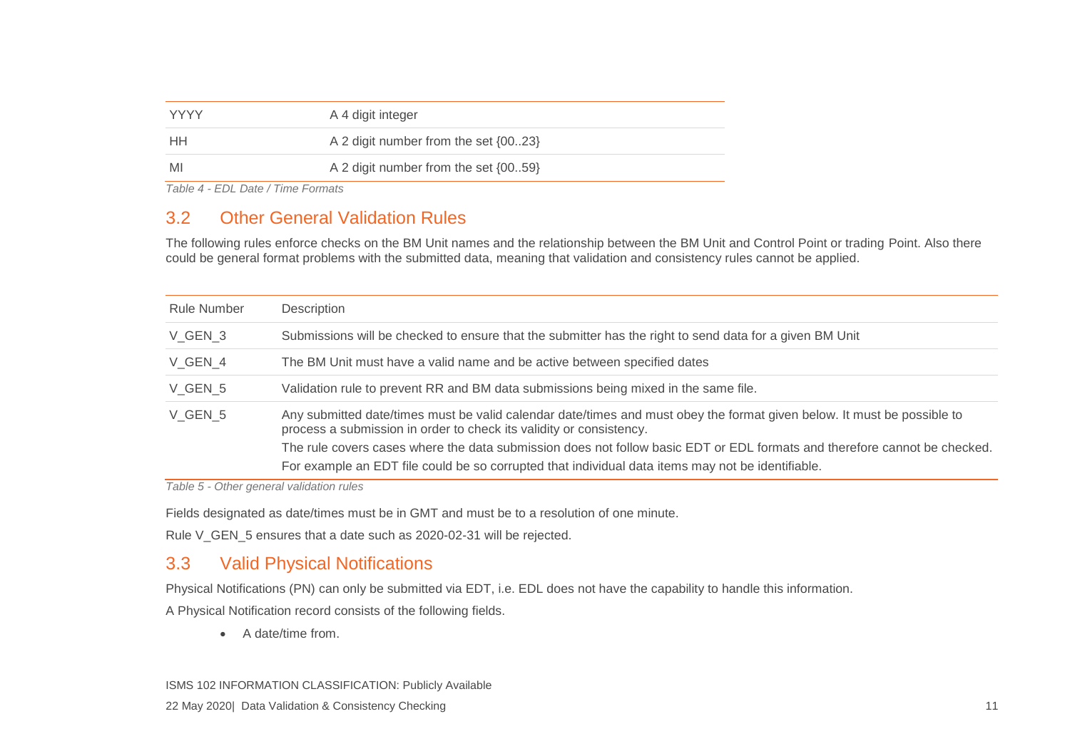| YYYY | A 4 digit integer |
| --- | --- |
| HH | A 2 digit number from the set {00..23} |
| MI | A 2 digit number from the set {00..59} |

*Table 4 - EDL Date / Time Formats*

## 3.2 Other General Validation Rules

The following rules enforce checks on the BM Unit names and the relationship between the BM Unit and Control Point or trading Point. Also there could be general format problems with the submitted data, meaning that validation and consistency rules cannot be applied.

| Rule Number | Description |
| --- | --- |
| V_GEN_3 | Submissions will be checked to ensure that the submitter has the right to send data for a given BM Unit |
| V_GEN_4 | The BM Unit must have a valid name and be active between specified dates |
| V_GEN_5 | Validation rule to prevent RR and BM data submissions being mixed in the same file. |
| V_GEN_5 | Any submitted date/times must be valid calendar date/times and must obey the format given below. It must be possible to process a submission in order to check its validity or consistency.<br>The rule covers cases where the data submission does not follow basic EDT or EDL formats and therefore cannot be checked.<br>For example an EDT file could be so corrupted that individual data items may not be identifiable. |

*Table 5 - Other general validation rules*

Fields designated as date/times must be in GMT and must be to a resolution of one minute.

Rule V_GEN_5 ensures that a date such as 2020-02-31 will be rejected.

## 3.3 Valid Physical Notifications

Physical Notifications (PN) can only be submitted via EDT, i.e. EDL does not have the capability to handle this information.

A Physical Notification record consists of the following fields.

- A date/time from.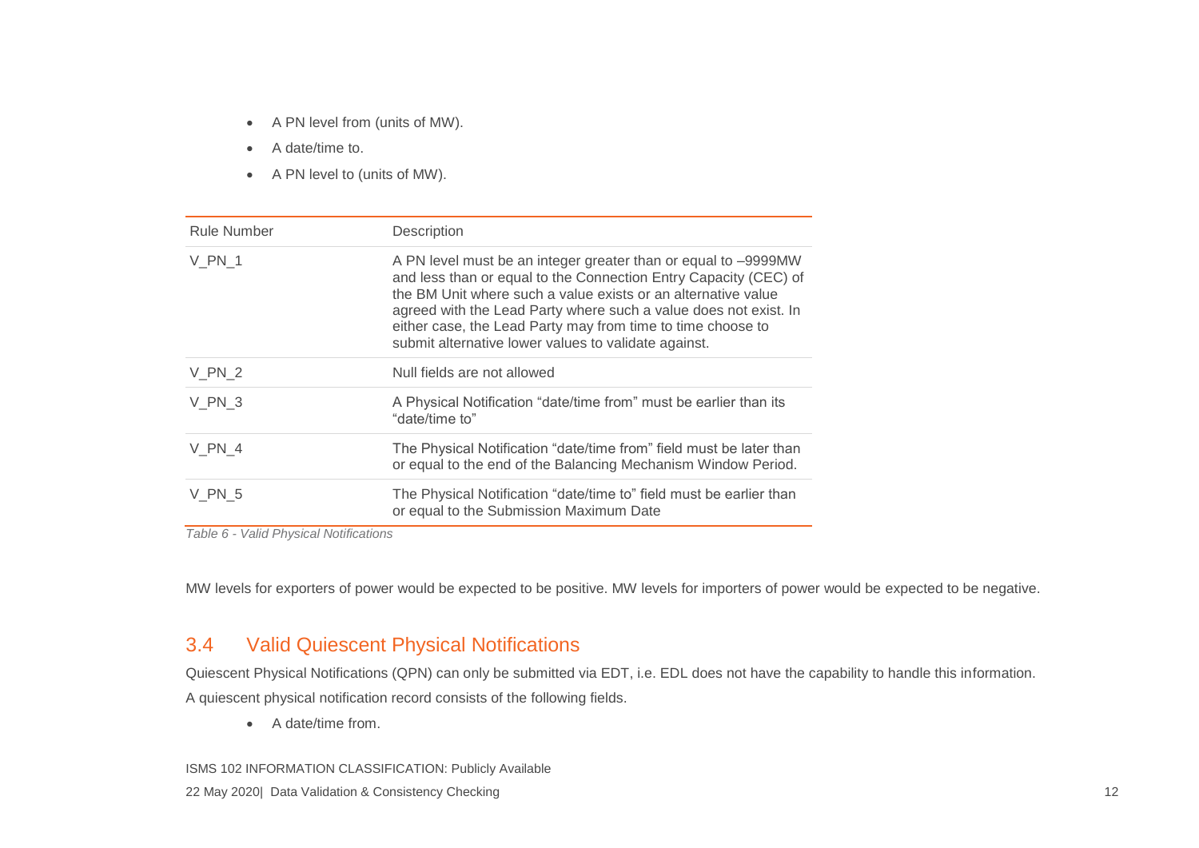- A PN level from (units of MW).
- A date/time to.
- A PN level to (units of MW).

| Rule Number | Description |
|---|---|
| V_PN_1 | A PN level must be an integer greater than or equal to –9999MW and less than or equal to the Connection Entry Capacity (CEC) of the BM Unit where such a value exists or an alternative value agreed with the Lead Party where such a value does not exist. In either case, the Lead Party may from time to time choose to submit alternative lower values to validate against. |
| V_PN_2 | Null fields are not allowed |
| V_PN_3 | A Physical Notification "date/time from" must be earlier than its "date/time to" |
| V_PN_4 | The Physical Notification "date/time from" field must be later than or equal to the end of the Balancing Mechanism Window Period. |
| V_PN_5 | The Physical Notification "date/time to" field must be earlier than or equal to the Submission Maximum Date |

*Table 6 - Valid Physical Notifications*

MW levels for exporters of power would be expected to be positive. MW levels for importers of power would be expected to be negative.

## 3.4 Valid Quiescent Physical Notifications

Quiescent Physical Notifications (QPN) can only be submitted via EDT, i.e. EDL does not have the capability to handle this information.

A quiescent physical notification record consists of the following fields.

- A date/time from.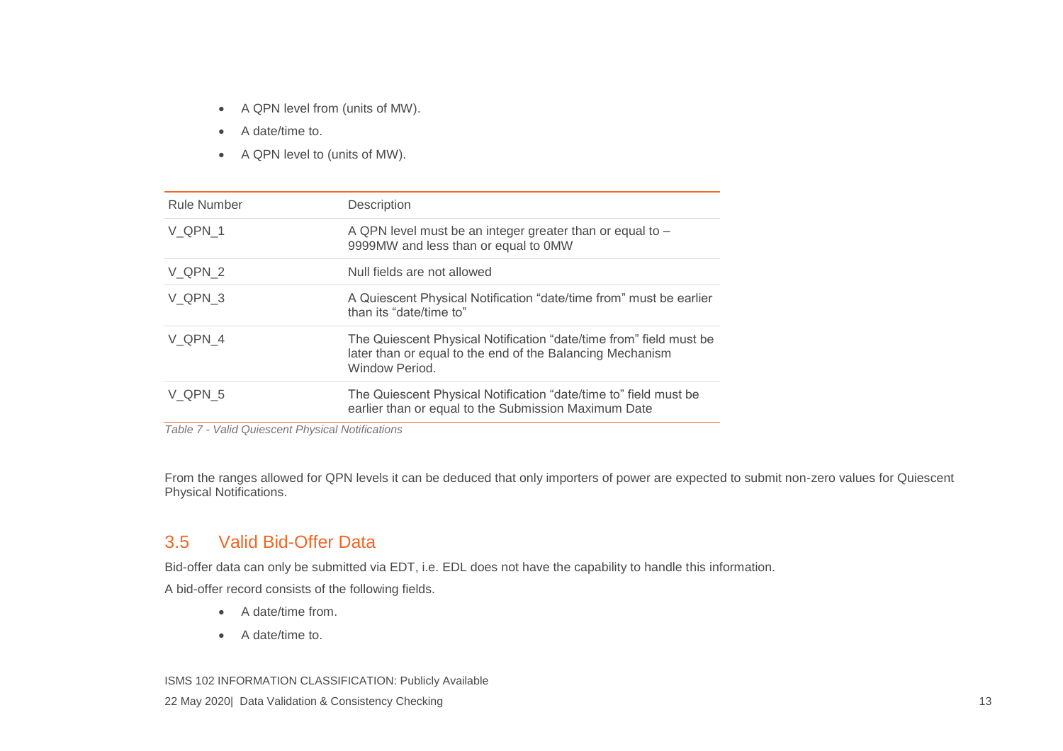- A QPN level from (units of MW).
- A date/time to.
- A QPN level to (units of MW).

| Rule Number | Description |
|---|---|
| V_QPN_1 | A QPN level must be an integer greater than or equal to –9999MW and less than or equal to 0MW |
| V_QPN_2 | Null fields are not allowed |
| V_QPN_3 | A Quiescent Physical Notification “date/time from” must be earlier than its “date/time to” |
| V_QPN_4 | The Quiescent Physical Notification “date/time from” field must be later than or equal to the end of the Balancing Mechanism Window Period. |
| V_QPN_5 | The Quiescent Physical Notification “date/time to” field must be earlier than or equal to the Submission Maximum Date |

*Table 7 - Valid Quiescent Physical Notifications*

From the ranges allowed for QPN levels it can be deduced that only importers of power are expected to submit non-zero values for Quiescent Physical Notifications.

## 3.5 Valid Bid-Offer Data

Bid-offer data can only be submitted via EDT, i.e. EDL does not have the capability to handle this information.

A bid-offer record consists of the following fields.

- A date/time from.
- A date/time to.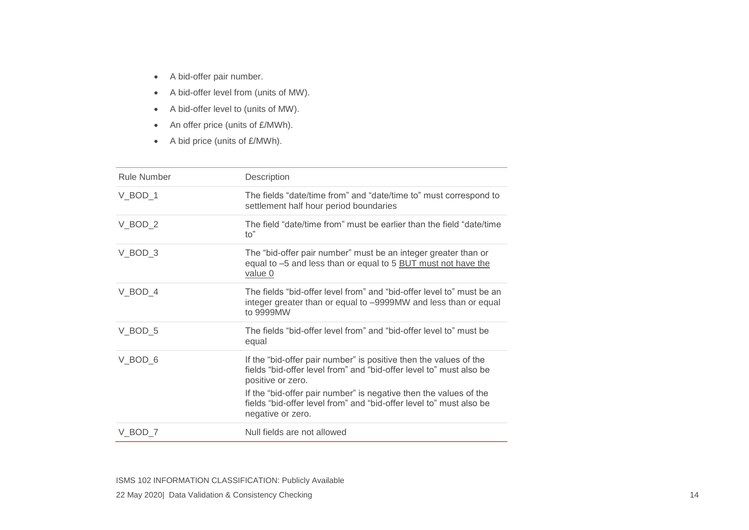- A bid-offer pair number.
- A bid-offer level from (units of MW).
- A bid-offer level to (units of MW).
- An offer price (units of £/MWh).
- A bid price (units of £/MWh).

| Rule Number | Description |
|---|---|
| V_BOD_1 | The fields "date/time from" and "date/time to" must correspond to settlement half hour period boundaries |
| V_BOD_2 | The field "date/time from" must be earlier than the field "date/time to" |
| V_BOD_3 | The "bid-offer pair number" must be an integer greater than or equal to –5 and less than or equal to 5 <u>BUT must not have the value 0</u> |
| V_BOD_4 | The fields "bid-offer level from" and "bid-offer level to" must be an integer greater than or equal to –9999MW and less than or equal to 9999MW |
| V_BOD_5 | The fields "bid-offer level from" and "bid-offer level to" must be equal |
| V_BOD_6 | If the "bid-offer pair number" is positive then the values of the fields "bid-offer level from" and "bid-offer level to" must also be positive or zero.<br>If the "bid-offer pair number" is negative then the values of the fields "bid-offer level from" and "bid-offer level to" must also be negative or zero. |
| V_BOD_7 | Null fields are not allowed |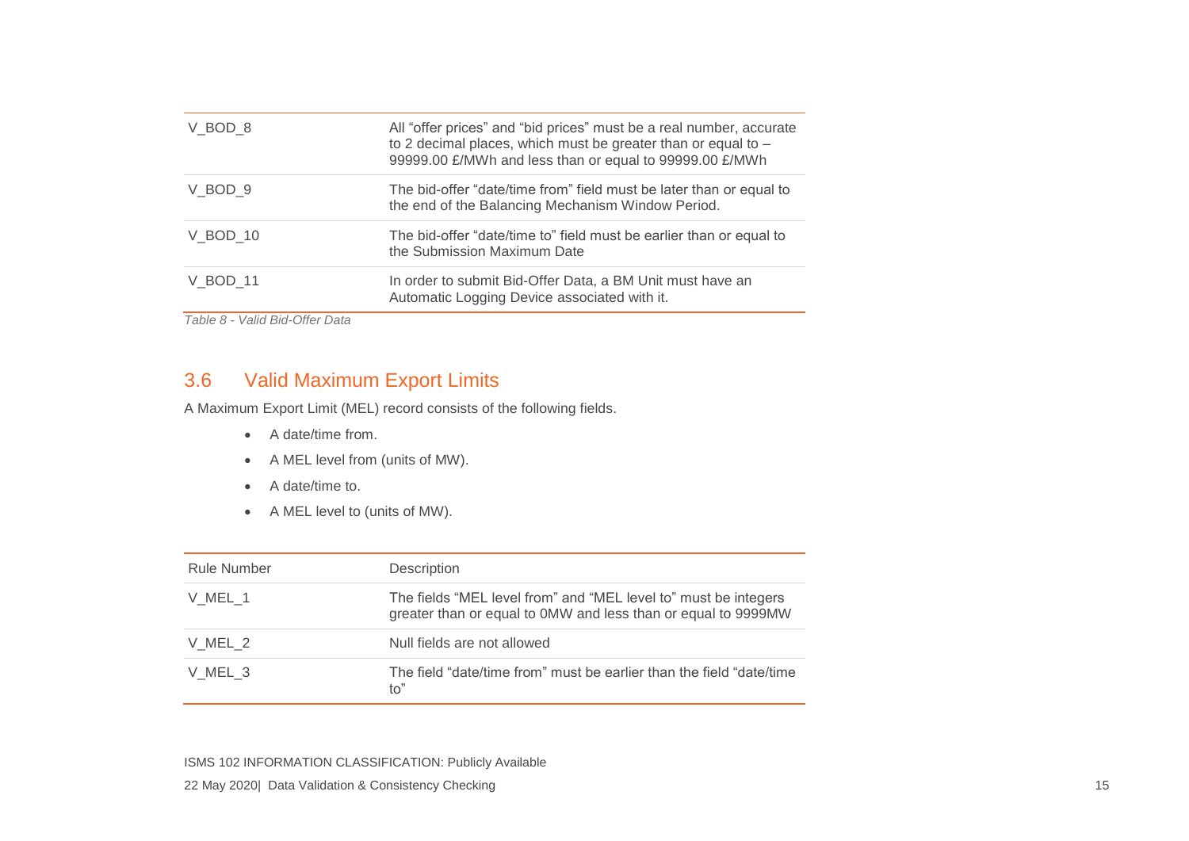| | |
|---|---|
| V_BOD_8 | All “offer prices” and “bid prices” must be a real number, accurate to 2 decimal places, which must be greater than or equal to – 99999.00 £/MWh and less than or equal to 99999.00 £/MWh |
| V_BOD_9 | The bid-offer “date/time from” field must be later than or equal to the end of the Balancing Mechanism Window Period. |
| V_BOD_10 | The bid-offer “date/time to” field must be earlier than or equal to the Submission Maximum Date |
| V_BOD_11 | In order to submit Bid-Offer Data, a BM Unit must have an Automatic Logging Device associated with it. |

*Table 8 - Valid Bid-Offer Data*

## 3.6 Valid Maximum Export Limits

A Maximum Export Limit (MEL) record consists of the following fields.

- A date/time from.
- A MEL level from (units of MW).
- A date/time to.
- A MEL level to (units of MW).

| Rule Number | Description |
|---|---|
| V_MEL_1 | The fields “MEL level from” and “MEL level to” must be integers greater than or equal to 0MW and less than or equal to 9999MW |
| V_MEL_2 | Null fields are not allowed |
| V_MEL_3 | The field “date/time from” must be earlier than the field “date/time to” |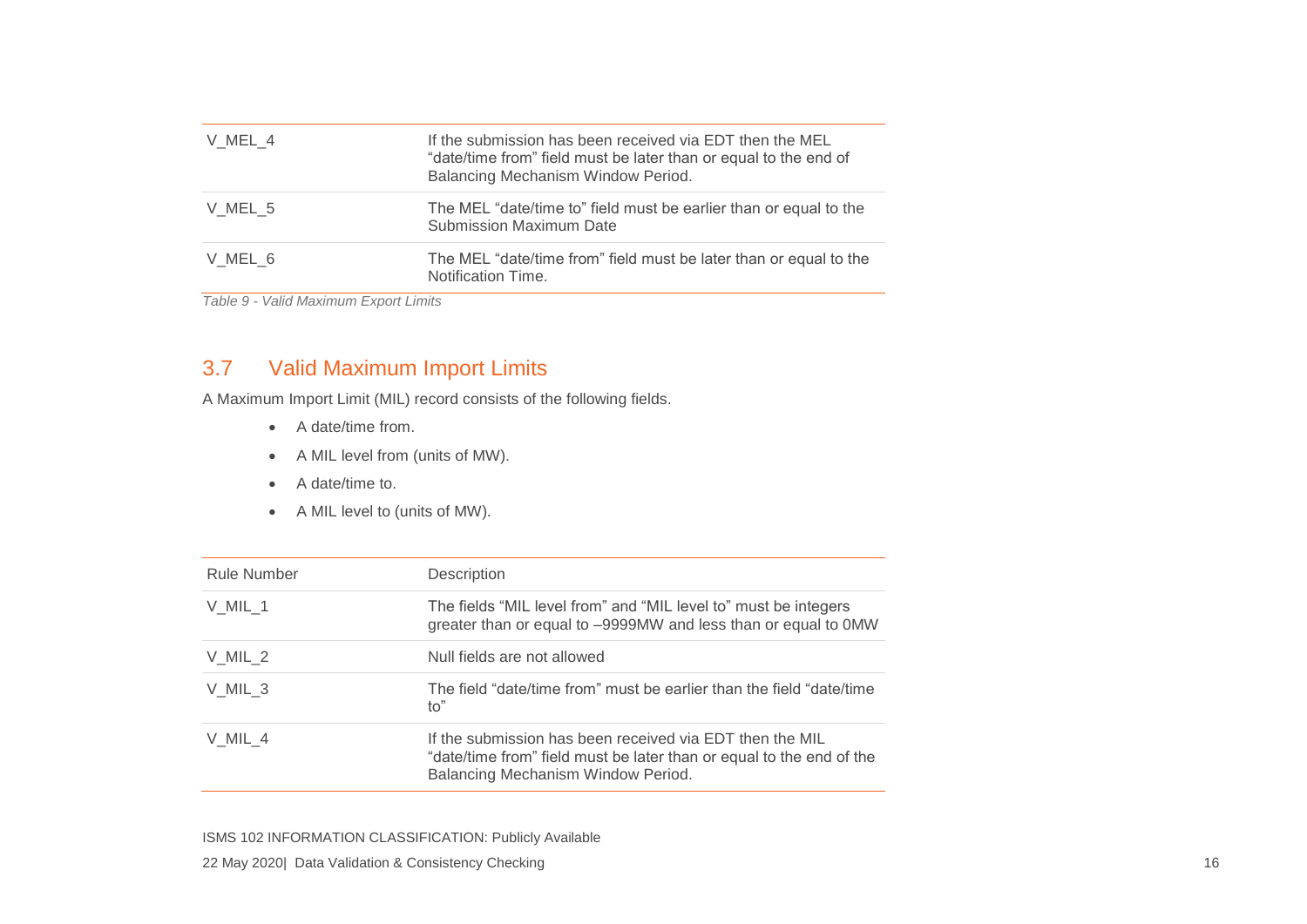| | |
|---|---|
| V_MEL_4 | If the submission has been received via EDT then the MEL "date/time from" field must be later than or equal to the end of Balancing Mechanism Window Period. |
| V_MEL_5 | The MEL "date/time to" field must be earlier than or equal to the Submission Maximum Date |
| V_MEL_6 | The MEL "date/time from" field must be later than or equal to the Notification Time. |

*Table 9 - Valid Maximum Export Limits*

## 3.7 Valid Maximum Import Limits

A Maximum Import Limit (MIL) record consists of the following fields.

- A date/time from.
- A MIL level from (units of MW).
- A date/time to.
- A MIL level to (units of MW).

| Rule Number | Description |
|---|---|
| V_MIL_1 | The fields "MIL level from" and "MIL level to" must be integers greater than or equal to –9999MW and less than or equal to 0MW |
| V_MIL_2 | Null fields are not allowed |
| V_MIL_3 | The field "date/time from" must be earlier than the field "date/time to" |
| V_MIL_4 | If the submission has been received via EDT then the MIL "date/time from" field must be later than or equal to the end of the Balancing Mechanism Window Period. |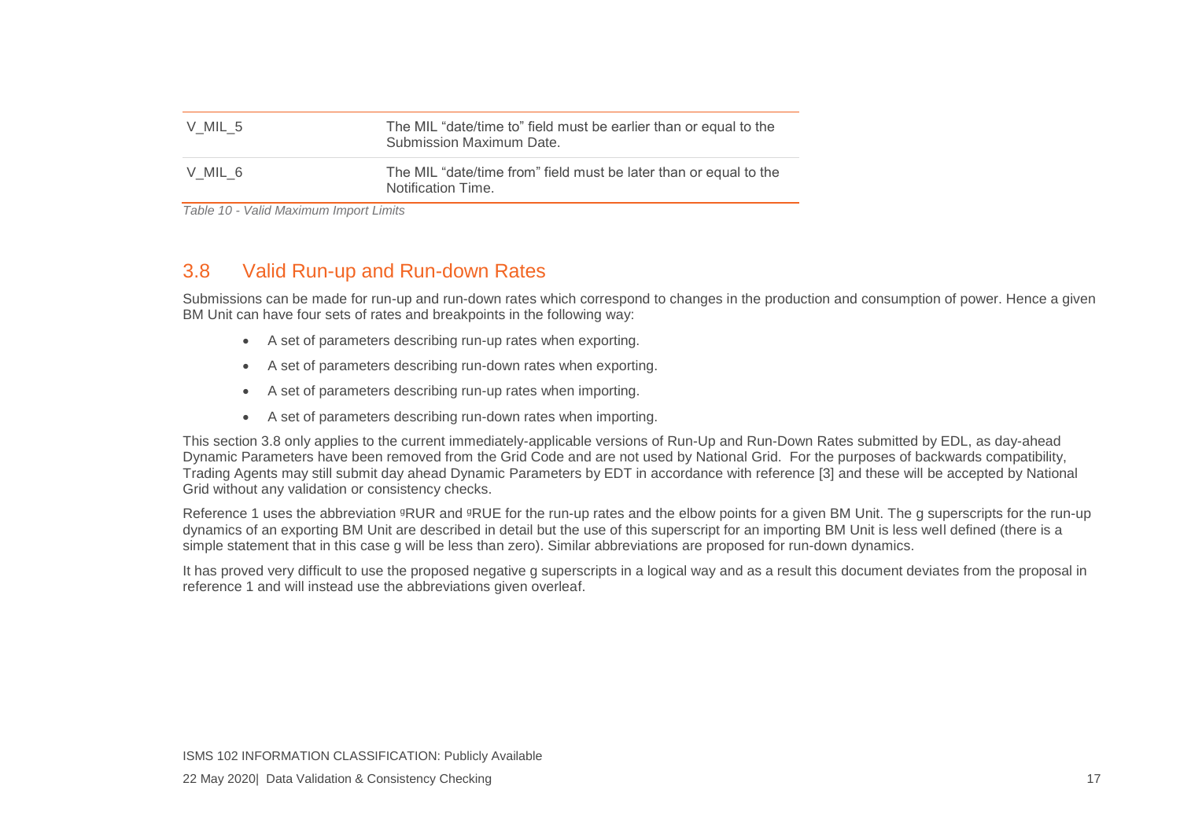| | |
|---|---|
| V_MIL_5 | The MIL “date/time to” field must be earlier than or equal to the Submission Maximum Date. |
| V_MIL_6 | The MIL “date/time from” field must be later than or equal to the Notification Time. |

*Table 10 - Valid Maximum Import Limits*

## 3.8 Valid Run-up and Run-down Rates

Submissions can be made for run-up and run-down rates which correspond to changes in the production and consumption of power. Hence a given BM Unit can have four sets of rates and breakpoints in the following way:

- A set of parameters describing run-up rates when exporting.
- A set of parameters describing run-down rates when exporting.
- A set of parameters describing run-up rates when importing.
- A set of parameters describing run-down rates when importing.

This section 3.8 only applies to the current immediately-applicable versions of Run-Up and Run-Down Rates submitted by EDL, as day-ahead Dynamic Parameters have been removed from the Grid Code and are not used by National Grid. For the purposes of backwards compatibility, Trading Agents may still submit day ahead Dynamic Parameters by EDT in accordance with reference [3] and these will be accepted by National Grid without any validation or consistency checks.

Reference 1 uses the abbreviation $^{g}RUR$ and $^{g}RUE$ for the run-up rates and the elbow points for a given BM Unit. The g superscripts for the run-up dynamics of an exporting BM Unit are described in detail but the use of this superscript for an importing BM Unit is less well defined (there is a simple statement that in this case g will be less than zero). Similar abbreviations are proposed for run-down dynamics.

It has proved very difficult to use the proposed negative g superscripts in a logical way and as a result this document deviates from the proposal in reference 1 and will instead use the abbreviations given overleaf.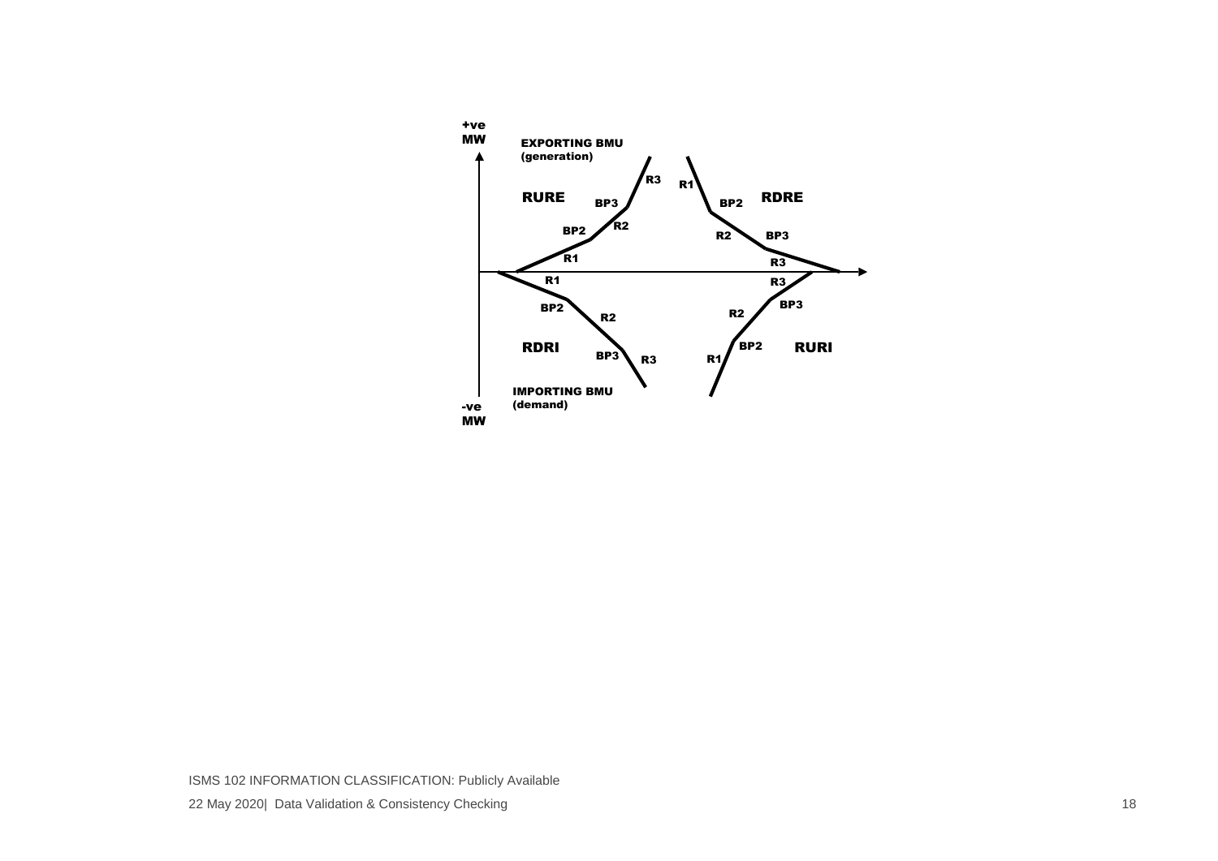+ve MW

EXPORTING BMU (generation)

RURE: R1, BP2, R2, BP3, R3

RDRE: R1, BP2, R2, BP3, R3

RDRI: R1, BP2, R2, BP3, R3

RURI: R1, BP2, R2, BP3, R3

IMPORTING BMU (demand)

-ve MW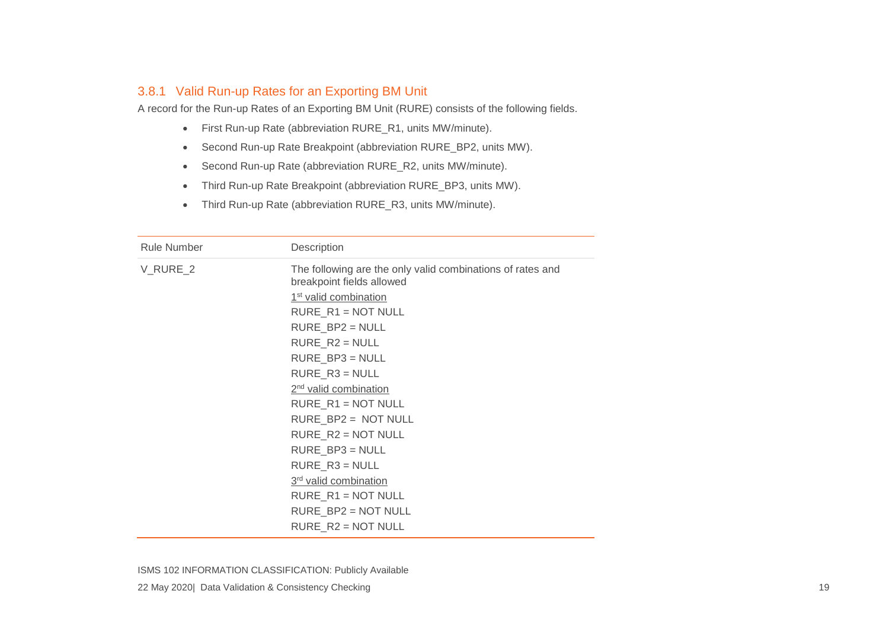### 3.8.1 Valid Run-up Rates for an Exporting BM Unit

A record for the Run-up Rates of an Exporting BM Unit (RURE) consists of the following fields.

- First Run-up Rate (abbreviation RURE_R1, units MW/minute).
- Second Run-up Rate Breakpoint (abbreviation RURE_BP2, units MW).
- Second Run-up Rate (abbreviation RURE_R2, units MW/minute).
- Third Run-up Rate Breakpoint (abbreviation RURE_BP3, units MW).
- Third Run-up Rate (abbreviation RURE_R3, units MW/minute).

| Rule Number | Description |
|---|---|
| V_RURE_2 | The following are the only valid combinations of rates and breakpoint fields allowed<br>1st valid combination<br>RURE_R1 = NOT NULL<br>RURE_BP2 = NULL<br>RURE_R2 = NULL<br>RURE_BP3 = NULL<br>RURE_R3 = NULL<br>2nd valid combination<br>RURE_R1 = NOT NULL<br>RURE_BP2 = NOT NULL<br>RURE_R2 = NOT NULL<br>RURE_BP3 = NULL<br>RURE_R3 = NULL<br>3rd valid combination<br>RURE_R1 = NOT NULL<br>RURE_BP2 = NOT NULL<br>RURE_R2 = NOT NULL |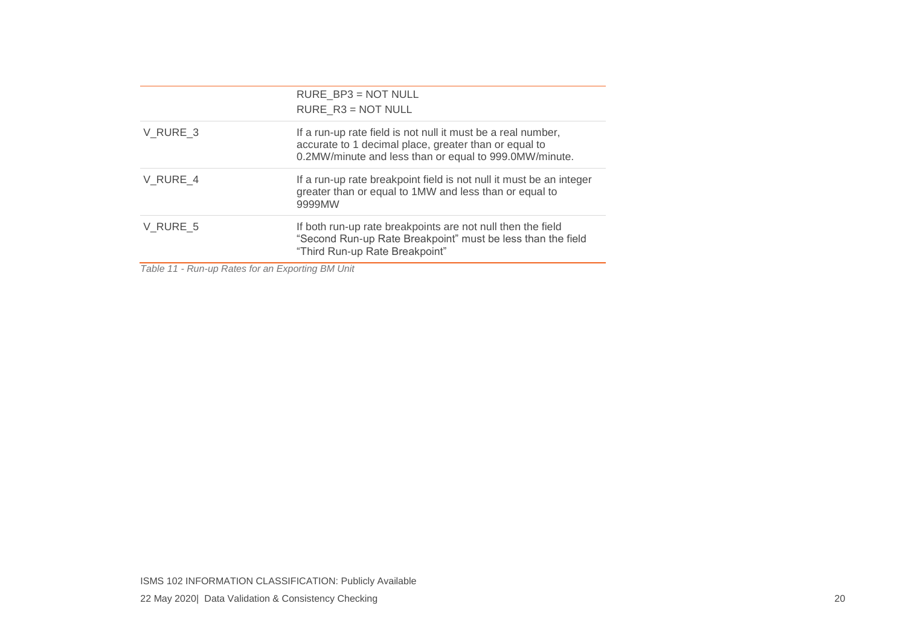| | |
|---|---|
| | RURE_BP3 = NOT NULL<br>RURE_R3 = NOT NULL |
| V_RURE_3 | If a run-up rate field is not null it must be a real number, accurate to 1 decimal place, greater than or equal to 0.2MW/minute and less than or equal to 999.0MW/minute. |
| V_RURE_4 | If a run-up rate breakpoint field is not null it must be an integer greater than or equal to 1MW and less than or equal to 9999MW |
| V_RURE_5 | If both run-up rate breakpoints are not null then the field "Second Run-up Rate Breakpoint" must be less than the field "Third Run-up Rate Breakpoint" |

*Table 11 - Run-up Rates for an Exporting BM Unit*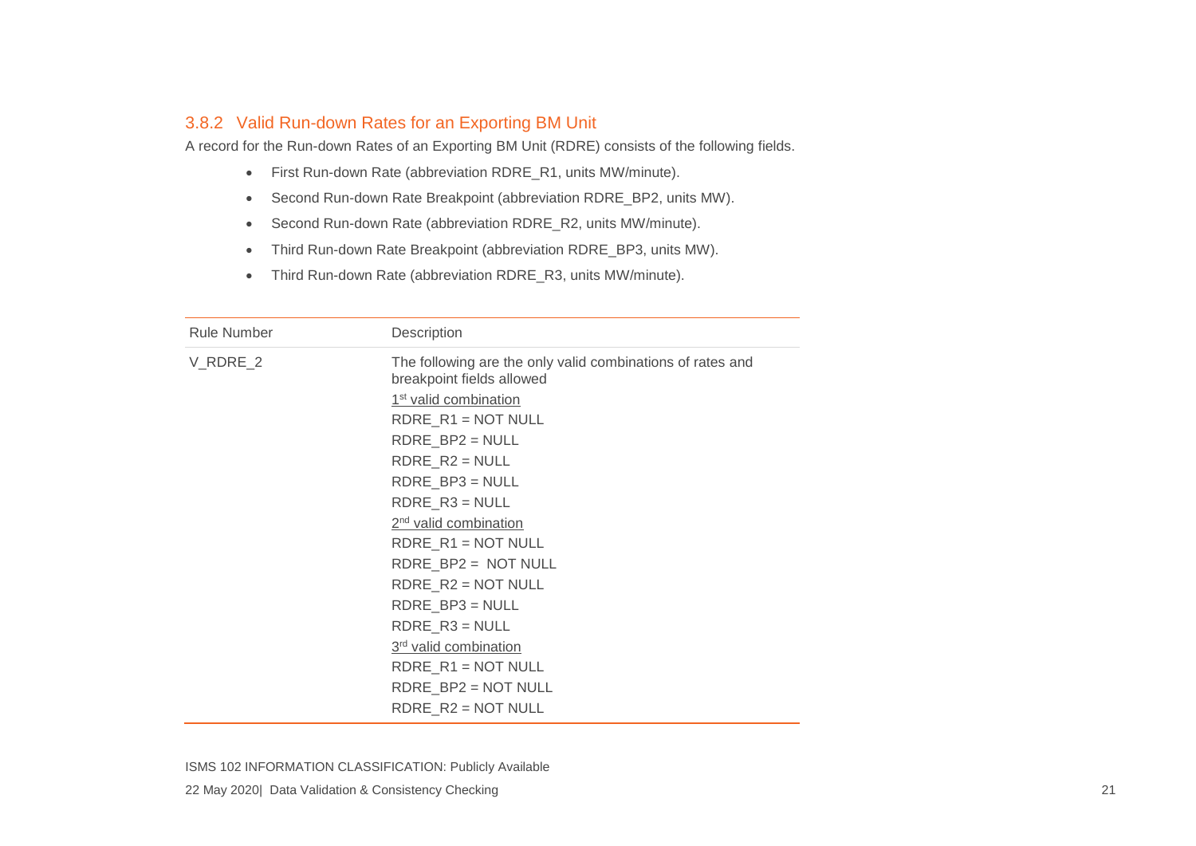### 3.8.2 Valid Run-down Rates for an Exporting BM Unit

A record for the Run-down Rates of an Exporting BM Unit (RDRE) consists of the following fields.

- First Run-down Rate (abbreviation RDRE_R1, units MW/minute).
- Second Run-down Rate Breakpoint (abbreviation RDRE_BP2, units MW).
- Second Run-down Rate (abbreviation RDRE_R2, units MW/minute).
- Third Run-down Rate Breakpoint (abbreviation RDRE_BP3, units MW).
- Third Run-down Rate (abbreviation RDRE_R3, units MW/minute).

| Rule Number | Description |
| --- | --- |
| V_RDRE_2 | The following are the only valid combinations of rates and breakpoint fields allowed<br>1st valid combination<br>RDRE_R1 = NOT NULL<br>RDRE_BP2 = NULL<br>RDRE_R2 = NULL<br>RDRE_BP3 = NULL<br>RDRE_R3 = NULL<br>2nd valid combination<br>RDRE_R1 = NOT NULL<br>RDRE_BP2 = NOT NULL<br>RDRE_R2 = NOT NULL<br>RDRE_BP3 = NULL<br>RDRE_R3 = NULL<br>3rd valid combination<br>RDRE_R1 = NOT NULL<br>RDRE_BP2 = NOT NULL<br>RDRE_R2 = NOT NULL |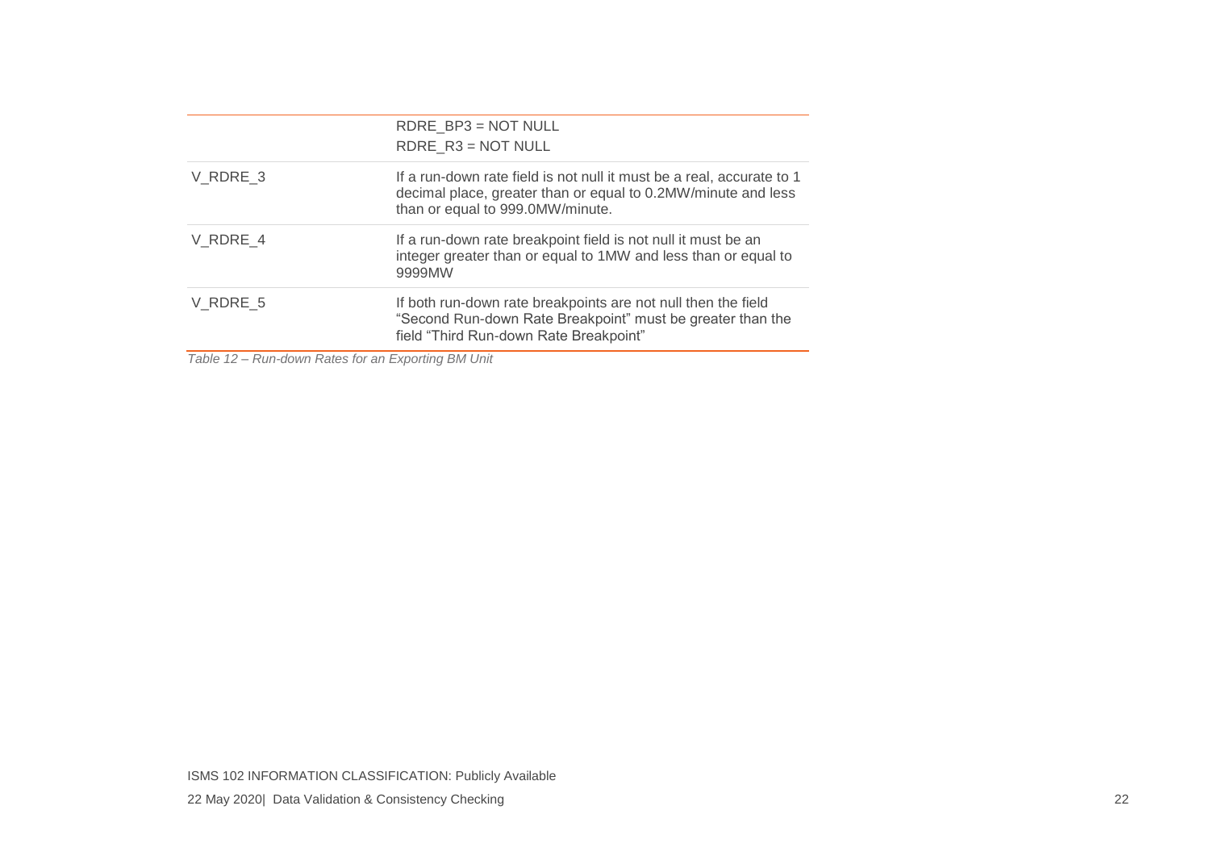| | |
|---|---|
| | RDRE_BP3 = NOT NULL<br>RDRE_R3 = NOT NULL |
| V_RDRE_3 | If a run-down rate field is not null it must be a real, accurate to 1 decimal place, greater than or equal to 0.2MW/minute and less than or equal to 999.0MW/minute. |
| V_RDRE_4 | If a run-down rate breakpoint field is not null it must be an integer greater than or equal to 1MW and less than or equal to 9999MW |
| V_RDRE_5 | If both run-down rate breakpoints are not null then the field "Second Run-down Rate Breakpoint" must be greater than the field "Third Run-down Rate Breakpoint" |

*Table 12 – Run-down Rates for an Exporting BM Unit*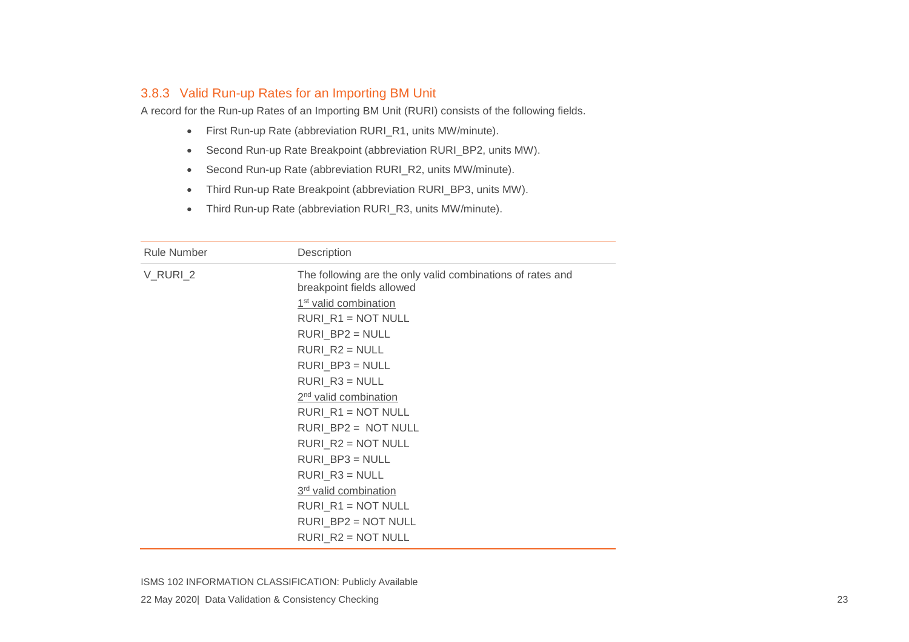### 3.8.3 Valid Run-up Rates for an Importing BM Unit

A record for the Run-up Rates of an Importing BM Unit (RURI) consists of the following fields.

- First Run-up Rate (abbreviation RURI_R1, units MW/minute).
- Second Run-up Rate Breakpoint (abbreviation RURI_BP2, units MW).
- Second Run-up Rate (abbreviation RURI_R2, units MW/minute).
- Third Run-up Rate Breakpoint (abbreviation RURI_BP3, units MW).
- Third Run-up Rate (abbreviation RURI_R3, units MW/minute).

| Rule Number | Description |
|---|---|
| V_RURI_2 | The following are the only valid combinations of rates and breakpoint fields allowed<br><u>1st valid combination</u><br>RURI_R1 = NOT NULL<br>RURI_BP2 = NULL<br>RURI_R2 = NULL<br>RURI_BP3 = NULL<br>RURI_R3 = NULL<br><u>2nd valid combination</u><br>RURI_R1 = NOT NULL<br>RURI_BP2 = NOT NULL<br>RURI_R2 = NOT NULL<br>RURI_BP3 = NULL<br>RURI_R3 = NULL<br><u>3rd valid combination</u><br>RURI_R1 = NOT NULL<br>RURI_BP2 = NOT NULL<br>RURI_R2 = NOT NULL |

ISMS 102 INFORMATION CLASSIFICATION: Publicly Available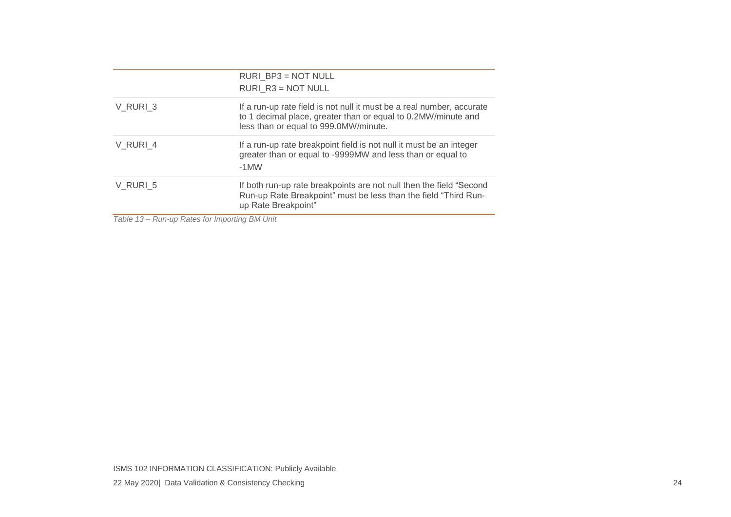| | |
|---|---|
| | RURI_BP3 = NOT NULL<br>RURI_R3 = NOT NULL |
| V_RURI_3 | If a run-up rate field is not null it must be a real number, accurate to 1 decimal place, greater than or equal to 0.2MW/minute and less than or equal to 999.0MW/minute. |
| V_RURI_4 | If a run-up rate breakpoint field is not null it must be an integer greater than or equal to -9999MW and less than or equal to -1MW |
| V_RURI_5 | If both run-up rate breakpoints are not null then the field "Second Run-up Rate Breakpoint" must be less than the field "Third Run-up Rate Breakpoint" |

*Table 13 – Run-up Rates for Importing BM Unit*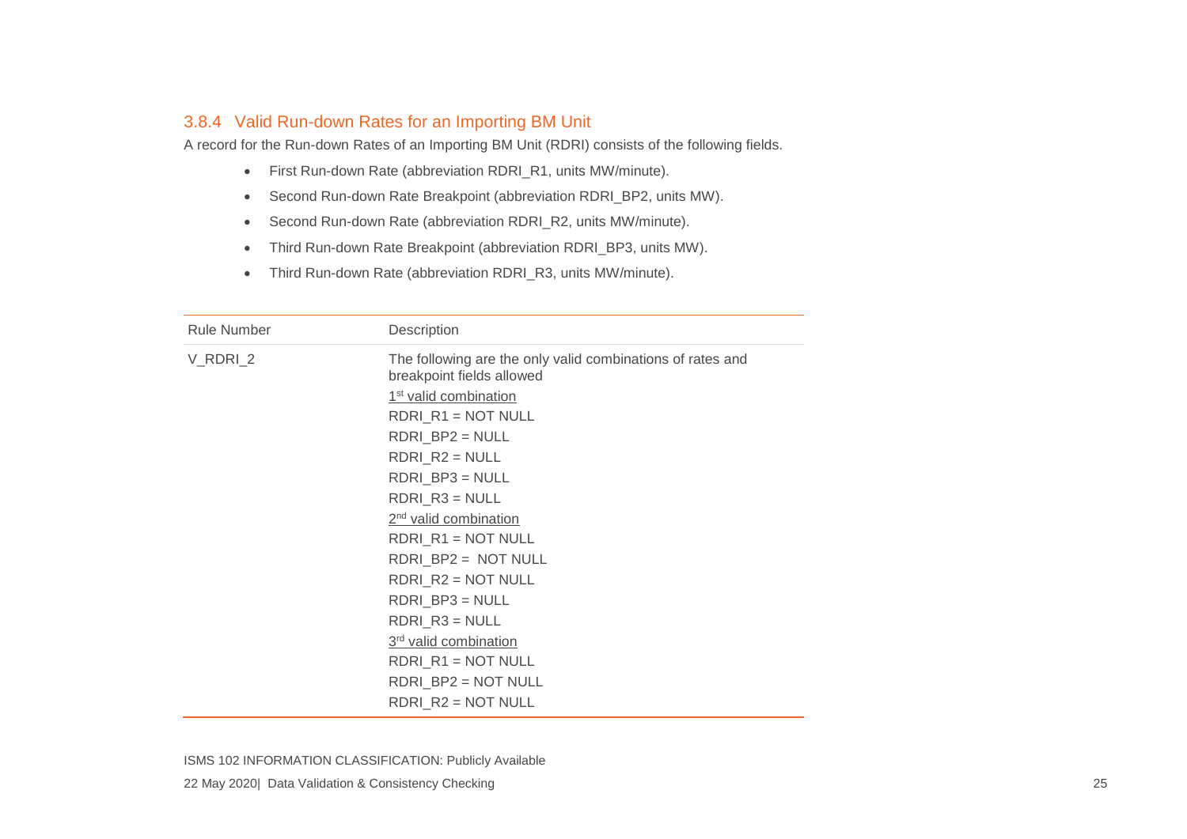### 3.8.4 Valid Run-down Rates for an Importing BM Unit

A record for the Run-down Rates of an Importing BM Unit (RDRI) consists of the following fields.

- First Run-down Rate (abbreviation RDRI_R1, units MW/minute).
- Second Run-down Rate Breakpoint (abbreviation RDRI_BP2, units MW).
- Second Run-down Rate (abbreviation RDRI_R2, units MW/minute).
- Third Run-down Rate Breakpoint (abbreviation RDRI_BP3, units MW).
- Third Run-down Rate (abbreviation RDRI_R3, units MW/minute).

| Rule Number | Description |
|---|---|
| V_RDRI_2 | The following are the only valid combinations of rates and breakpoint fields allowed<br><u>1st valid combination</u><br>RDRI_R1 = NOT NULL<br>RDRI_BP2 = NULL<br>RDRI_R2 = NULL<br>RDRI_BP3 = NULL<br>RDRI_R3 = NULL<br><u>2nd valid combination</u><br>RDRI_R1 = NOT NULL<br>RDRI_BP2 = NOT NULL<br>RDRI_R2 = NOT NULL<br>RDRI_BP3 = NULL<br>RDRI_R3 = NULL<br><u>3rd valid combination</u><br>RDRI_R1 = NOT NULL<br>RDRI_BP2 = NOT NULL<br>RDRI_R2 = NOT NULL |

ISMS 102 INFORMATION CLASSIFICATION: Publicly Available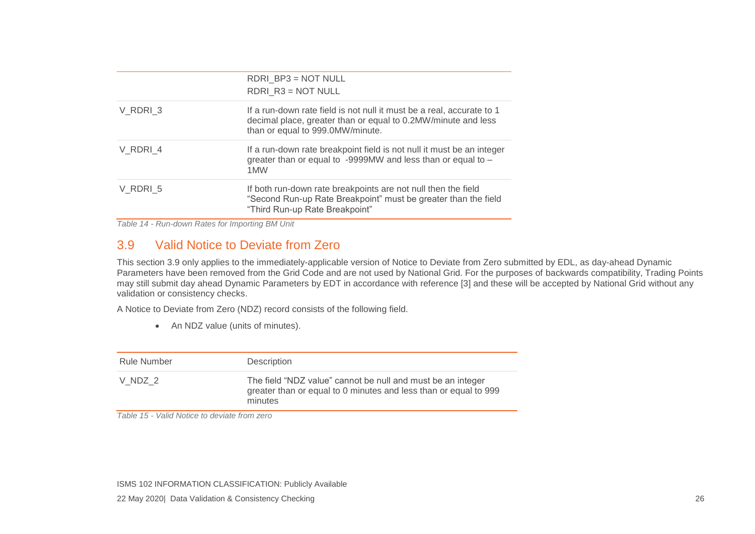| | |
|---|---|
| | RDRI_BP3 = NOT NULL<br>RDRI_R3 = NOT NULL |
| V_RDRI_3 | If a run-down rate field is not null it must be a real, accurate to 1 decimal place, greater than or equal to 0.2MW/minute and less than or equal to 999.0MW/minute. |
| V_RDRI_4 | If a run-down rate breakpoint field is not null it must be an integer greater than or equal to -9999MW and less than or equal to –1MW |
| V_RDRI_5 | If both run-down rate breakpoints are not null then the field "Second Run-up Rate Breakpoint" must be greater than the field "Third Run-up Rate Breakpoint" |

*Table 14 - Run-down Rates for Importing BM Unit*

## 3.9 Valid Notice to Deviate from Zero

This section 3.9 only applies to the immediately-applicable version of Notice to Deviate from Zero submitted by EDL, as day-ahead Dynamic Parameters have been removed from the Grid Code and are not used by National Grid. For the purposes of backwards compatibility, Trading Points may still submit day ahead Dynamic Parameters by EDT in accordance with reference [3] and these will be accepted by National Grid without any validation or consistency checks.

A Notice to Deviate from Zero (NDZ) record consists of the following field.

- An NDZ value (units of minutes).

| Rule Number | Description |
|---|---|
| V_NDZ_2 | The field "NDZ value" cannot be null and must be an integer greater than or equal to 0 minutes and less than or equal to 999 minutes |

*Table 15 - Valid Notice to deviate from zero*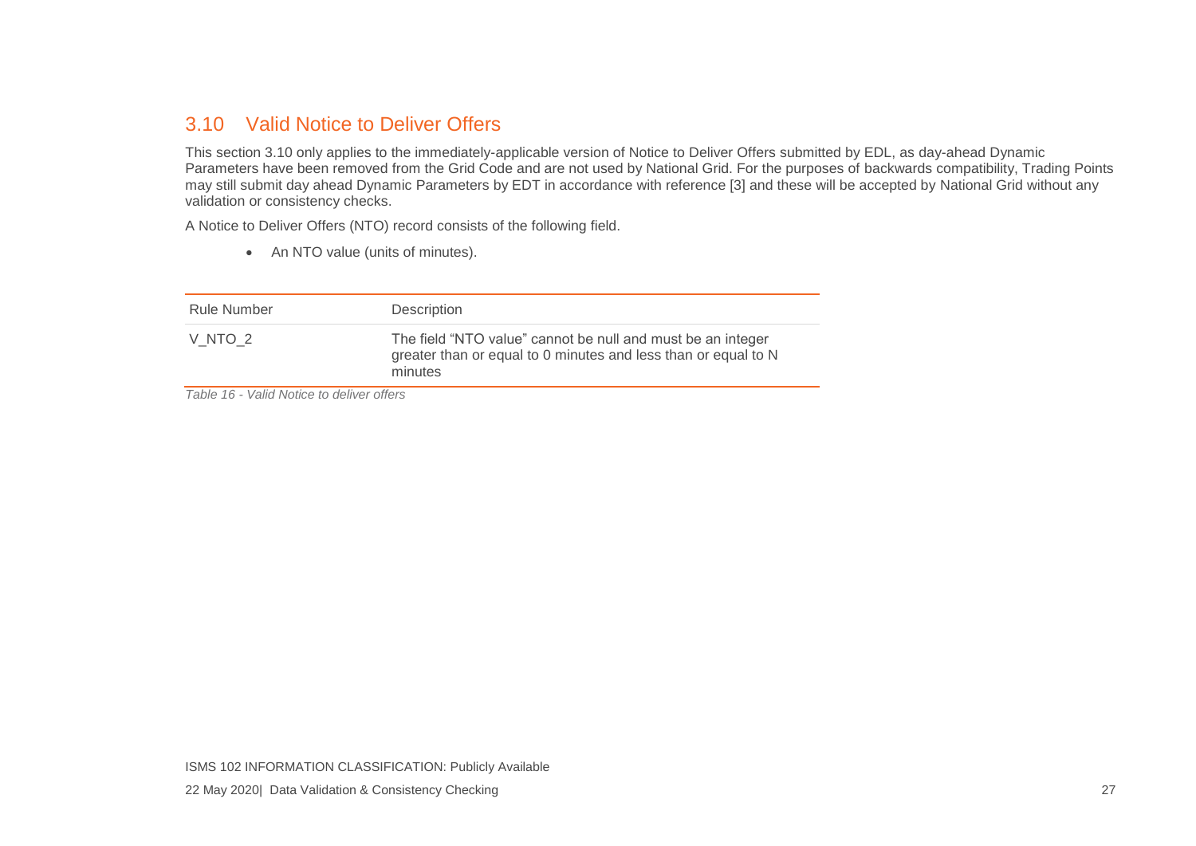## 3.10 Valid Notice to Deliver Offers

This section 3.10 only applies to the immediately-applicable version of Notice to Deliver Offers submitted by EDL, as day-ahead Dynamic Parameters have been removed from the Grid Code and are not used by National Grid. For the purposes of backwards compatibility, Trading Points may still submit day ahead Dynamic Parameters by EDT in accordance with reference [3] and these will be accepted by National Grid without any validation or consistency checks.

A Notice to Deliver Offers (NTO) record consists of the following field.

- An NTO value (units of minutes).

| Rule Number | Description |
|---|---|
| V_NTO_2 | The field "NTO value" cannot be null and must be an integer greater than or equal to 0 minutes and less than or equal to N minutes |

*Table 16 - Valid Notice to deliver offers*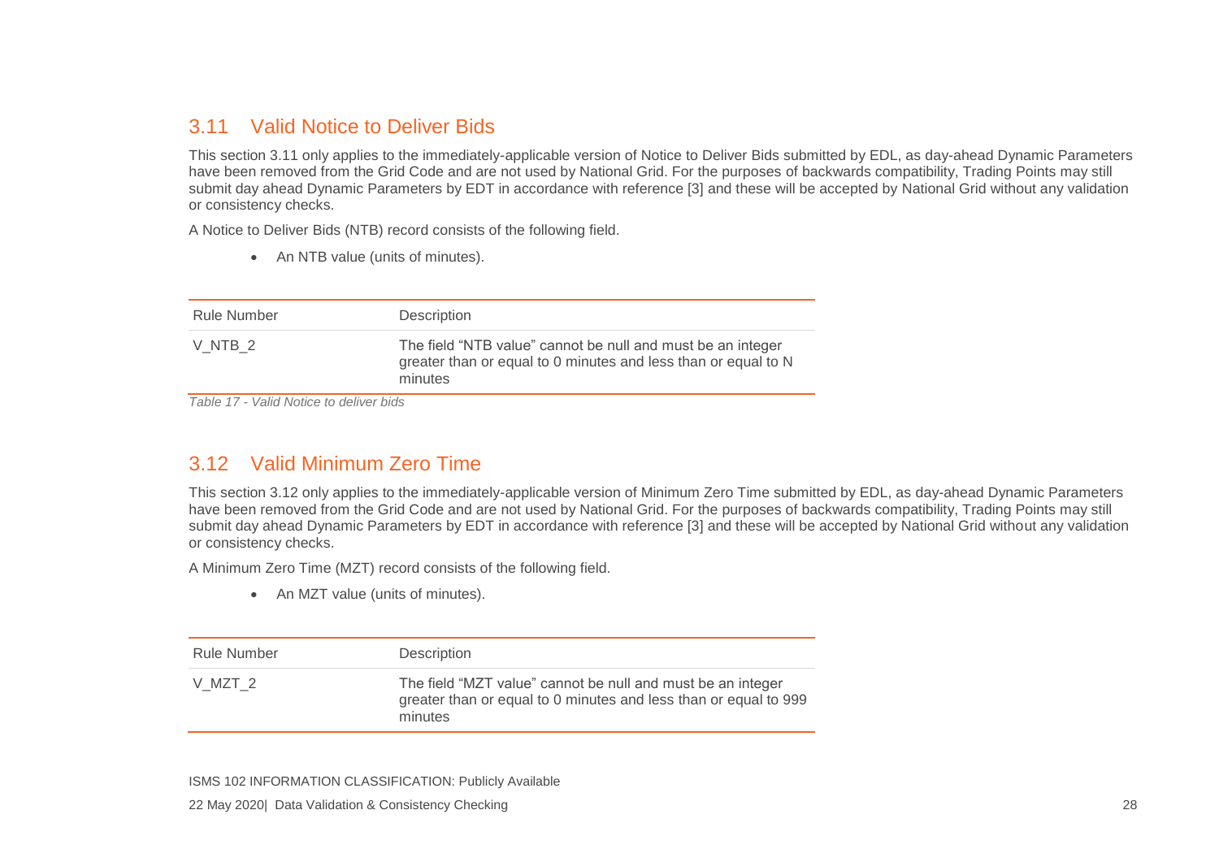## 3.11 Valid Notice to Deliver Bids

This section 3.11 only applies to the immediately-applicable version of Notice to Deliver Bids submitted by EDL, as day-ahead Dynamic Parameters have been removed from the Grid Code and are not used by National Grid. For the purposes of backwards compatibility, Trading Points may still submit day ahead Dynamic Parameters by EDT in accordance with reference [3] and these will be accepted by National Grid without any validation or consistency checks.

A Notice to Deliver Bids (NTB) record consists of the following field.

- An NTB value (units of minutes).

| Rule Number | Description |
|---|---|
| V_NTB_2 | The field "NTB value" cannot be null and must be an integer greater than or equal to 0 minutes and less than or equal to N minutes |

*Table 17 - Valid Notice to deliver bids*

## 3.12 Valid Minimum Zero Time

This section 3.12 only applies to the immediately-applicable version of Minimum Zero Time submitted by EDL, as day-ahead Dynamic Parameters have been removed from the Grid Code and are not used by National Grid. For the purposes of backwards compatibility, Trading Points may still submit day ahead Dynamic Parameters by EDT in accordance with reference [3] and these will be accepted by National Grid without any validation or consistency checks.

A Minimum Zero Time (MZT) record consists of the following field.

- An MZT value (units of minutes).

| Rule Number | Description |
|---|---|
| V_MZT_2 | The field "MZT value" cannot be null and must be an integer greater than or equal to 0 minutes and less than or equal to 999 minutes |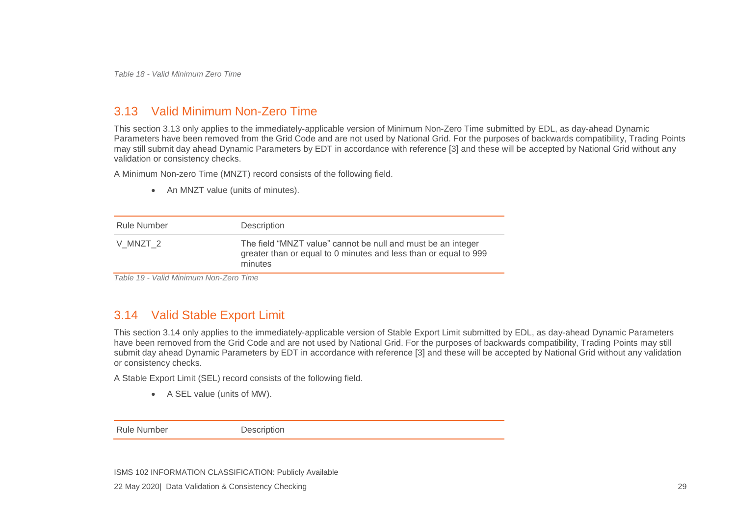*Table 18 - Valid Minimum Zero Time*

## 3.13 Valid Minimum Non-Zero Time

This section 3.13 only applies to the immediately-applicable version of Minimum Non-Zero Time submitted by EDL, as day-ahead Dynamic Parameters have been removed from the Grid Code and are not used by National Grid. For the purposes of backwards compatibility, Trading Points may still submit day ahead Dynamic Parameters by EDT in accordance with reference [3] and these will be accepted by National Grid without any validation or consistency checks.

A Minimum Non-zero Time (MNZT) record consists of the following field.

- An MNZT value (units of minutes).

| Rule Number | Description |
|---|---|
| V_MNZT_2 | The field "MNZT value" cannot be null and must be an integer greater than or equal to 0 minutes and less than or equal to 999 minutes |

*Table 19 - Valid Minimum Non-Zero Time*

## 3.14 Valid Stable Export Limit

This section 3.14 only applies to the immediately-applicable version of Stable Export Limit submitted by EDL, as day-ahead Dynamic Parameters have been removed from the Grid Code and are not used by National Grid. For the purposes of backwards compatibility, Trading Points may still submit day ahead Dynamic Parameters by EDT in accordance with reference [3] and these will be accepted by National Grid without any validation or consistency checks.

A Stable Export Limit (SEL) record consists of the following field.

- A SEL value (units of MW).

| Rule Number | Description |
|---|---|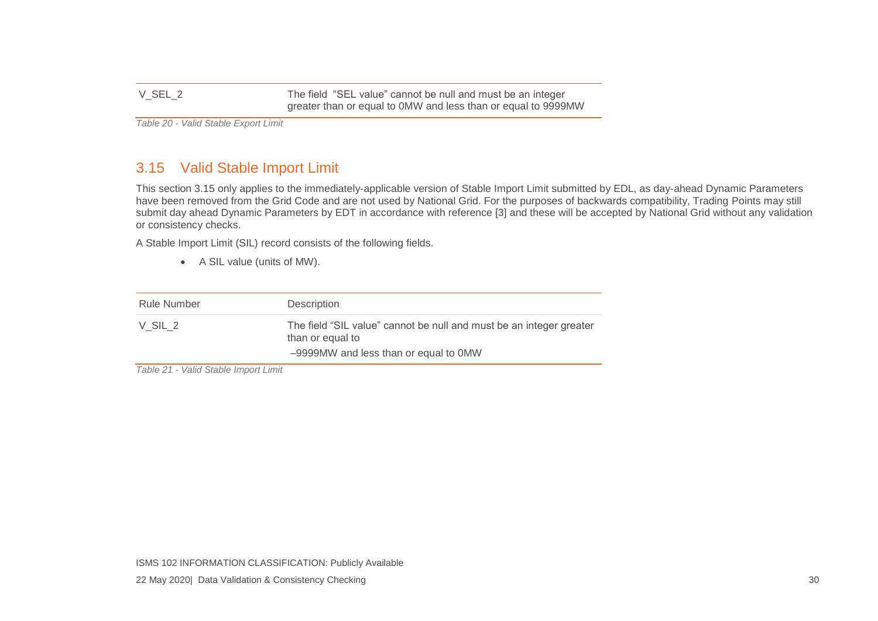| V_SEL_2 | The field "SEL value" cannot be null and must be an integer greater than or equal to 0MW and less than or equal to 9999MW |
|---|---|

*Table 20 - Valid Stable Export Limit*

## 3.15 Valid Stable Import Limit

This section 3.15 only applies to the immediately-applicable version of Stable Import Limit submitted by EDL, as day-ahead Dynamic Parameters have been removed from the Grid Code and are not used by National Grid. For the purposes of backwards compatibility, Trading Points may still submit day ahead Dynamic Parameters by EDT in accordance with reference [3] and these will be accepted by National Grid without any validation or consistency checks.

A Stable Import Limit (SIL) record consists of the following fields.

- A SIL value (units of MW).

| Rule Number | Description |
|---|---|
| V_SIL_2 | The field "SIL value" cannot be null and must be an integer greater than or equal to –9999MW and less than or equal to 0MW |

*Table 21 - Valid Stable Import Limit*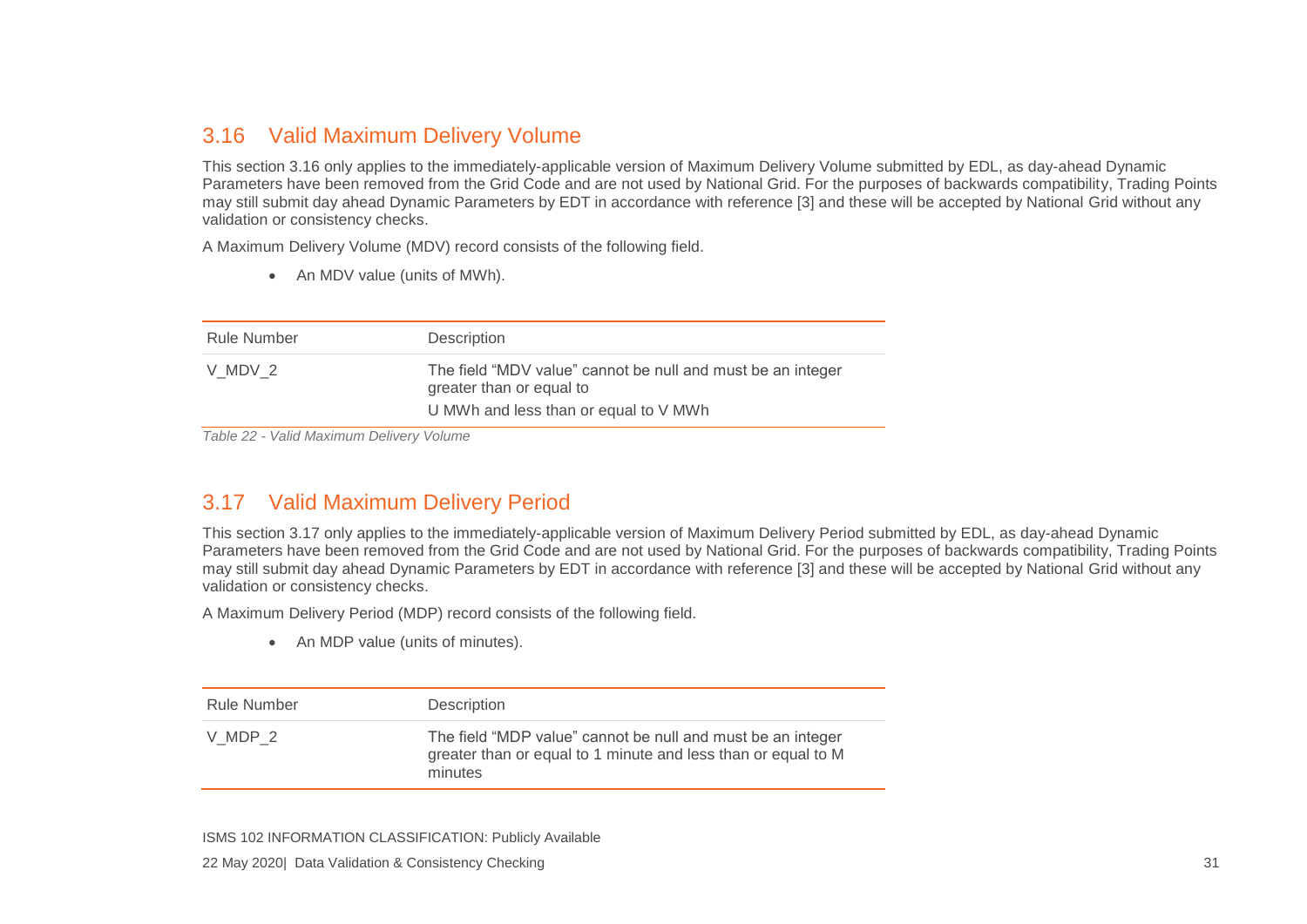## 3.16 Valid Maximum Delivery Volume

This section 3.16 only applies to the immediately-applicable version of Maximum Delivery Volume submitted by EDL, as day-ahead Dynamic Parameters have been removed from the Grid Code and are not used by National Grid. For the purposes of backwards compatibility, Trading Points may still submit day ahead Dynamic Parameters by EDT in accordance with reference [3] and these will be accepted by National Grid without any validation or consistency checks.

A Maximum Delivery Volume (MDV) record consists of the following field.

- An MDV value (units of MWh).

| Rule Number | Description |
|---|---|
| V_MDV_2 | The field "MDV value" cannot be null and must be an integer greater than or equal to U MWh and less than or equal to V MWh |

*Table 22 - Valid Maximum Delivery Volume*

## 3.17 Valid Maximum Delivery Period

This section 3.17 only applies to the immediately-applicable version of Maximum Delivery Period submitted by EDL, as day-ahead Dynamic Parameters have been removed from the Grid Code and are not used by National Grid. For the purposes of backwards compatibility, Trading Points may still submit day ahead Dynamic Parameters by EDT in accordance with reference [3] and these will be accepted by National Grid without any validation or consistency checks.

A Maximum Delivery Period (MDP) record consists of the following field.

- An MDP value (units of minutes).

| Rule Number | Description |
|---|---|
| V_MDP_2 | The field "MDP value" cannot be null and must be an integer greater than or equal to 1 minute and less than or equal to M minutes |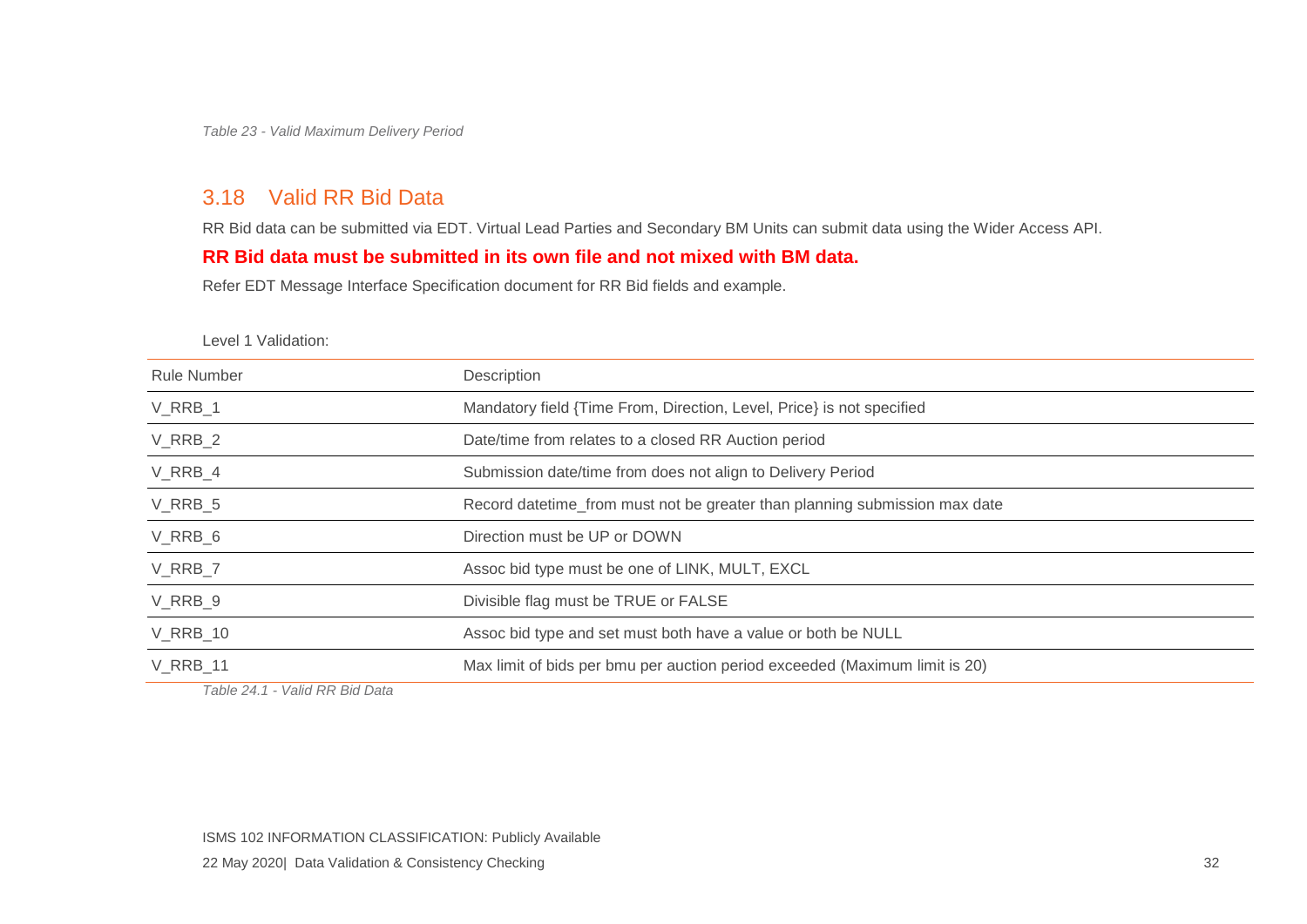*Table 23 - Valid Maximum Delivery Period*

## 3.18 Valid RR Bid Data

RR Bid data can be submitted via EDT. Virtual Lead Parties and Secondary BM Units can submit data using the Wider Access API.

**RR Bid data must be submitted in its own file and not mixed with BM data.**

Refer EDT Message Interface Specification document for RR Bid fields and example.

Level 1 Validation:

| Rule Number | Description |
|---|---|
| V_RRB_1 | Mandatory field {Time From, Direction, Level, Price} is not specified |
| V_RRB_2 | Date/time from relates to a closed RR Auction period |
| V_RRB_4 | Submission date/time from does not align to Delivery Period |
| V_RRB_5 | Record datetime_from must not be greater than planning submission max date |
| V_RRB_6 | Direction must be UP or DOWN |
| V_RRB_7 | Assoc bid type must be one of LINK, MULT, EXCL |
| V_RRB_9 | Divisible flag must be TRUE or FALSE |
| V_RRB_10 | Assoc bid type and set must both have a value or both be NULL |
| V_RRB_11 | Max limit of bids per bmu per auction period exceeded (Maximum limit is 20) |

*Table 24.1 - Valid RR Bid Data*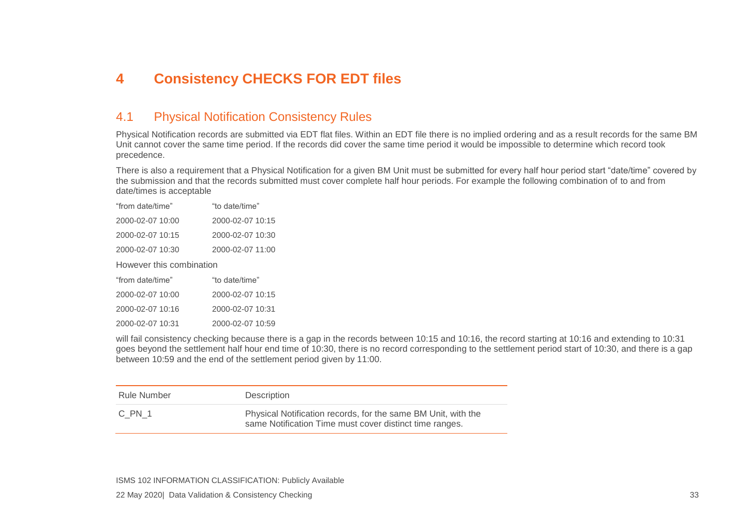# 4 Consistency CHECKS FOR EDT files

## 4.1 Physical Notification Consistency Rules

Physical Notification records are submitted via EDT flat files. Within an EDT file there is no implied ordering and as a result records for the same BM Unit cannot cover the same time period. If the records did cover the same time period it would be impossible to determine which record took precedence.

There is also a requirement that a Physical Notification for a given BM Unit must be submitted for every half hour period start "date/time" covered by the submission and that the records submitted must cover complete half hour periods. For example the following combination of to and from date/times is acceptable

| "from date/time" | "to date/time" |
|---|---|
| 2000-02-07 10:00 | 2000-02-07 10:15 |
| 2000-02-07 10:15 | 2000-02-07 10:30 |
| 2000-02-07 10:30 | 2000-02-07 11:00 |

However this combination

| "from date/time" | "to date/time" |
|---|---|
| 2000-02-07 10:00 | 2000-02-07 10:15 |
| 2000-02-07 10:16 | 2000-02-07 10:31 |
| 2000-02-07 10:31 | 2000-02-07 10:59 |

will fail consistency checking because there is a gap in the records between 10:15 and 10:16, the record starting at 10:16 and extending to 10:31 goes beyond the settlement half hour end time of 10:30, there is no record corresponding to the settlement period start of 10:30, and there is a gap between 10:59 and the end of the settlement period given by 11:00.

| Rule Number | Description |
|---|---|
| C_PN_1 | Physical Notification records, for the same BM Unit, with the same Notification Time must cover distinct time ranges. |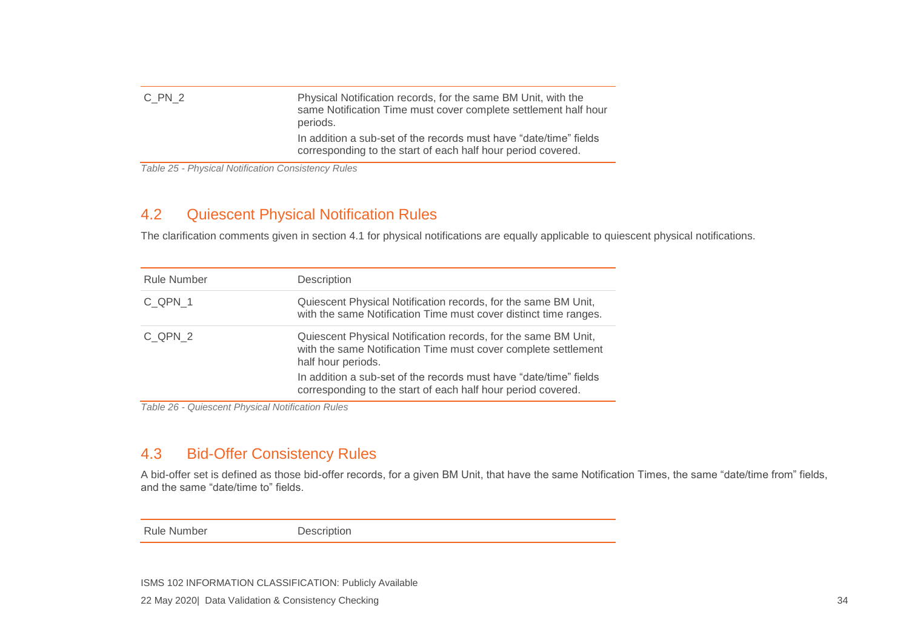| | |
|---|---|
| C_PN_2 | Physical Notification records, for the same BM Unit, with the same Notification Time must cover complete settlement half hour periods.<br>In addition a sub-set of the records must have "date/time" fields corresponding to the start of each half hour period covered. |

*Table 25 - Physical Notification Consistency Rules*

## 4.2 Quiescent Physical Notification Rules

The clarification comments given in section 4.1 for physical notifications are equally applicable to quiescent physical notifications.

| Rule Number | Description |
|---|---|
| C_QPN_1 | Quiescent Physical Notification records, for the same BM Unit, with the same Notification Time must cover distinct time ranges. |
| C_QPN_2 | Quiescent Physical Notification records, for the same BM Unit, with the same Notification Time must cover complete settlement half hour periods.<br>In addition a sub-set of the records must have "date/time" fields corresponding to the start of each half hour period covered. |

*Table 26 - Quiescent Physical Notification Rules*

## 4.3 Bid-Offer Consistency Rules

A bid-offer set is defined as those bid-offer records, for a given BM Unit, that have the same Notification Times, the same "date/time from" fields, and the same "date/time to" fields.

| Rule Number | Description |
|---|---|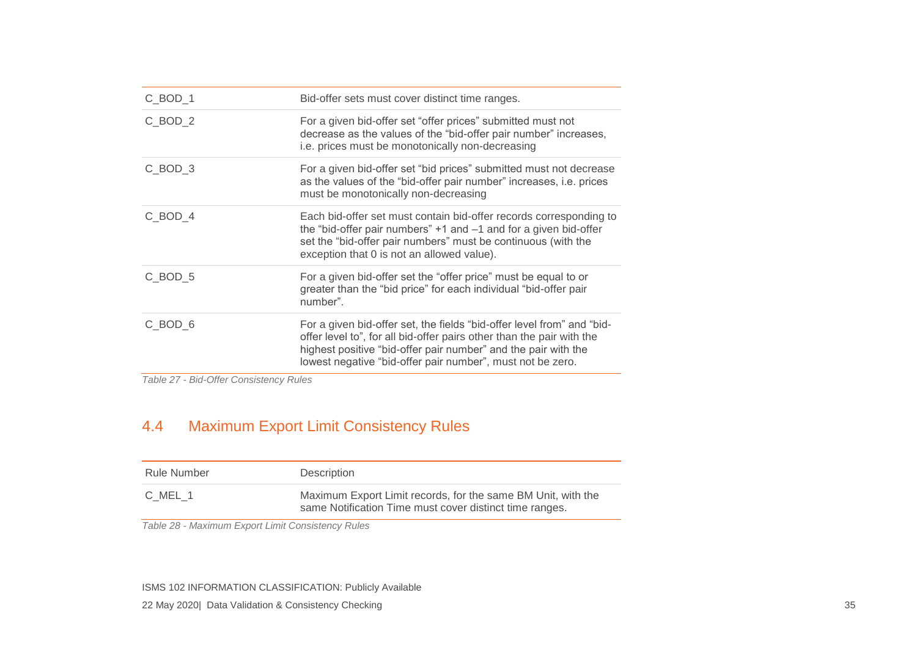| | |
|---|---|
| C_BOD_1 | Bid-offer sets must cover distinct time ranges. |
| C_BOD_2 | For a given bid-offer set “offer prices” submitted must not decrease as the values of the “bid-offer pair number” increases, i.e. prices must be monotonically non-decreasing |
| C_BOD_3 | For a given bid-offer set “bid prices” submitted must not decrease as the values of the “bid-offer pair number” increases, i.e. prices must be monotonically non-decreasing |
| C_BOD_4 | Each bid-offer set must contain bid-offer records corresponding to the “bid-offer pair numbers” +1 and –1 and for a given bid-offer set the “bid-offer pair numbers” must be continuous (with the exception that 0 is not an allowed value). |
| C_BOD_5 | For a given bid-offer set the “offer price” must be equal to or greater than the “bid price” for each individual “bid-offer pair number”. |
| C_BOD_6 | For a given bid-offer set, the fields “bid-offer level from” and “bid-offer level to”, for all bid-offer pairs other than the pair with the highest positive “bid-offer pair number” and the pair with the lowest negative “bid-offer pair number”, must not be zero. |

*Table 27 - Bid-Offer Consistency Rules*

## 4.4 Maximum Export Limit Consistency Rules

| Rule Number | Description |
|---|---|
| C_MEL_1 | Maximum Export Limit records, for the same BM Unit, with the same Notification Time must cover distinct time ranges. |

*Table 28 - Maximum Export Limit Consistency Rules*

ISMS 102 INFORMATION CLASSIFICATION: Publicly Available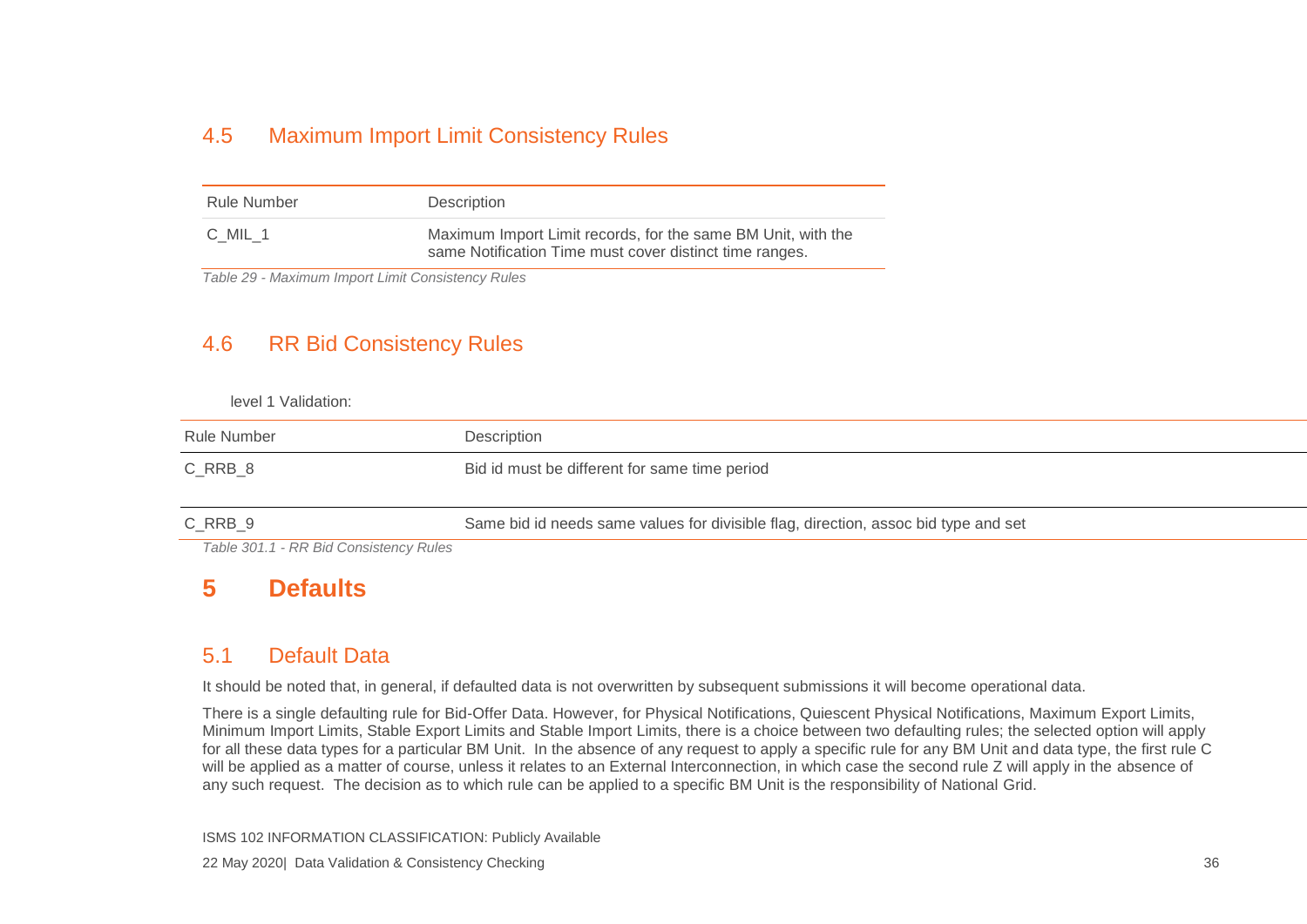## 4.5 Maximum Import Limit Consistency Rules

| Rule Number | Description |
|---|---|
| C_MIL_1 | Maximum Import Limit records, for the same BM Unit, with the same Notification Time must cover distinct time ranges. |

*Table 29 - Maximum Import Limit Consistency Rules*

## 4.6 RR Bid Consistency Rules

level 1 Validation:

| Rule Number | Description |
|---|---|
| C_RRB_8 | Bid id must be different for same time period |
| C_RRB_9 | Same bid id needs same values for divisible flag, direction, assoc bid type and set |

*Table 301.1 - RR Bid Consistency Rules*

# 5 Defaults

## 5.1 Default Data

It should be noted that, in general, if defaulted data is not overwritten by subsequent submissions it will become operational data.

There is a single defaulting rule for Bid-Offer Data. However, for Physical Notifications, Quiescent Physical Notifications, Maximum Export Limits, Minimum Import Limits, Stable Export Limits and Stable Import Limits, there is a choice between two defaulting rules; the selected option will apply for all these data types for a particular BM Unit. In the absence of any request to apply a specific rule for any BM Unit and data type, the first rule C will be applied as a matter of course, unless it relates to an External Interconnection, in which case the second rule Z will apply in the absence of any such request. The decision as to which rule can be applied to a specific BM Unit is the responsibility of National Grid.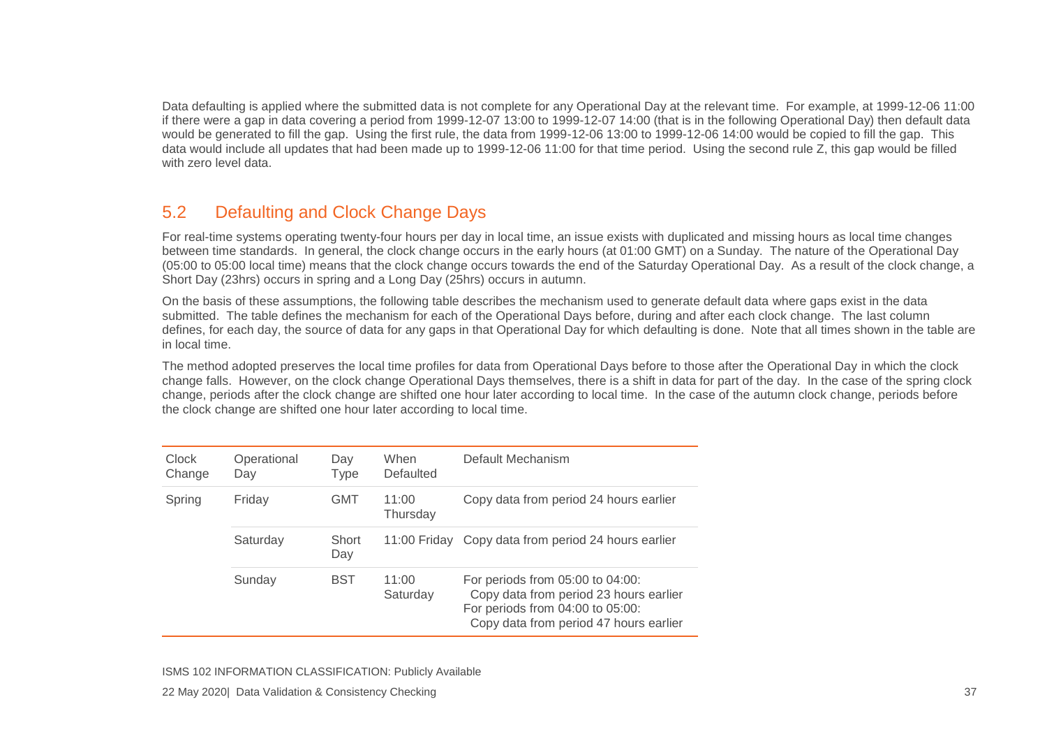Data defaulting is applied where the submitted data is not complete for any Operational Day at the relevant time. For example, at 1999-12-06 11:00 if there were a gap in data covering a period from 1999-12-07 13:00 to 1999-12-07 14:00 (that is in the following Operational Day) then default data would be generated to fill the gap. Using the first rule, the data from 1999-12-06 13:00 to 1999-12-06 14:00 would be copied to fill the gap. This data would include all updates that had been made up to 1999-12-06 11:00 for that time period. Using the second rule Z, this gap would be filled with zero level data.

## 5.2 Defaulting and Clock Change Days

For real-time systems operating twenty-four hours per day in local time, an issue exists with duplicated and missing hours as local time changes between time standards. In general, the clock change occurs in the early hours (at 01:00 GMT) on a Sunday. The nature of the Operational Day (05:00 to 05:00 local time) means that the clock change occurs towards the end of the Saturday Operational Day. As a result of the clock change, a Short Day (23hrs) occurs in spring and a Long Day (25hrs) occurs in autumn.

On the basis of these assumptions, the following table describes the mechanism used to generate default data where gaps exist in the data submitted. The table defines the mechanism for each of the Operational Days before, during and after each clock change. The last column defines, for each day, the source of data for any gaps in that Operational Day for which defaulting is done. Note that all times shown in the table are in local time.

The method adopted preserves the local time profiles for data from Operational Days before to those after the Operational Day in which the clock change falls. However, on the clock change Operational Days themselves, there is a shift in data for part of the day. In the case of the spring clock change, periods after the clock change are shifted one hour later according to local time. In the case of the autumn clock change, periods before the clock change are shifted one hour later according to local time.

| Clock Change | Operational Day | Day Type | When Defaulted | Default Mechanism |
|---|---|---|---|---|
| Spring | Friday | GMT | 11:00 Thursday | Copy data from period 24 hours earlier |
| | Saturday | Short Day | 11:00 Friday | Copy data from period 24 hours earlier |
| | Sunday | BST | 11:00 Saturday | For periods from 05:00 to 04:00: Copy data from period 23 hours earlier<br>For periods from 04:00 to 05:00: Copy data from period 47 hours earlier |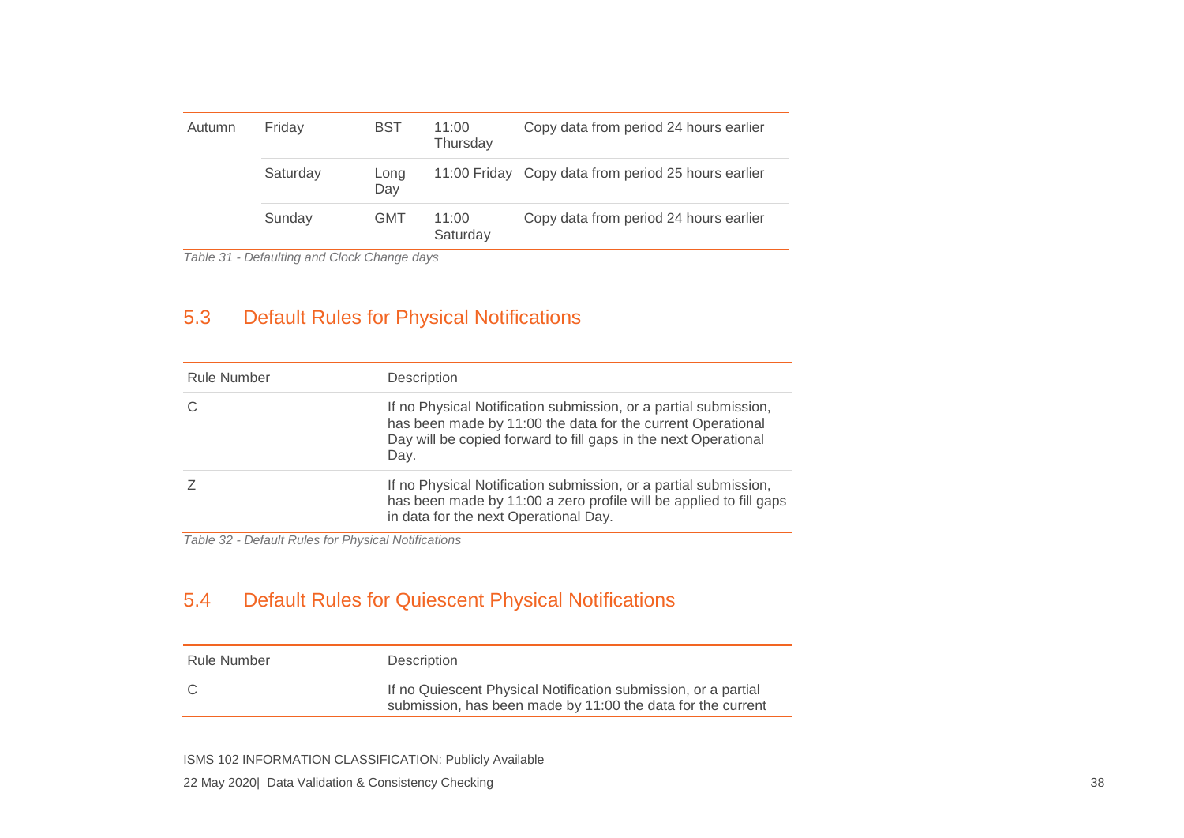| Autumn | Friday | BST | 11:00 Thursday | Copy data from period 24 hours earlier |
|---|---|---|---|---|
| | Saturday | Long Day | 11:00 Friday | Copy data from period 25 hours earlier |
| | Sunday | GMT | 11:00 Saturday | Copy data from period 24 hours earlier |

*Table 31 - Defaulting and Clock Change days*

## 5.3 Default Rules for Physical Notifications

| Rule Number | Description |
|---|---|
| C | If no Physical Notification submission, or a partial submission, has been made by 11:00 the data for the current Operational Day will be copied forward to fill gaps in the next Operational Day. |
| Z | If no Physical Notification submission, or a partial submission, has been made by 11:00 a zero profile will be applied to fill gaps in data for the next Operational Day. |

*Table 32 - Default Rules for Physical Notifications*

## 5.4 Default Rules for Quiescent Physical Notifications

| Rule Number | Description |
|---|---|
| C | If no Quiescent Physical Notification submission, or a partial submission, has been made by 11:00 the data for the current |

ISMS 102 INFORMATION CLASSIFICATION: Publicly Available

22 May 2020| Data Validation & Consistency Checking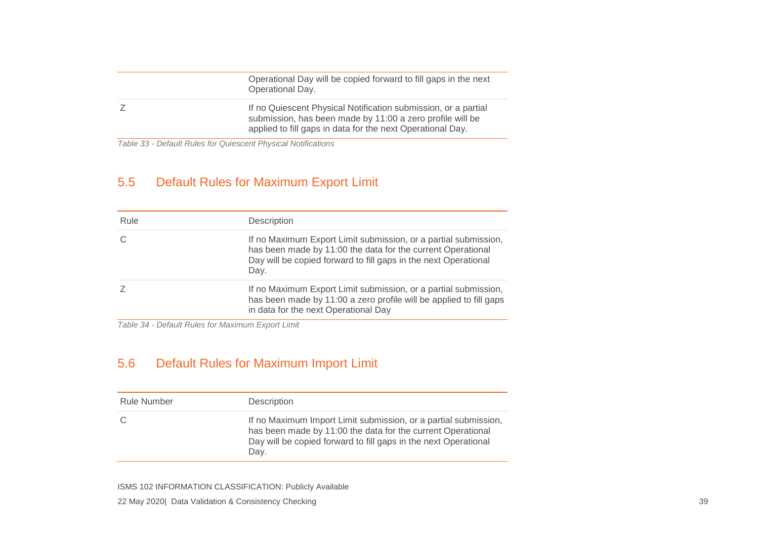| | |
|---|---|
| | Operational Day will be copied forward to fill gaps in the next Operational Day. |
| Z | If no Quiescent Physical Notification submission, or a partial submission, has been made by 11:00 a zero profile will be applied to fill gaps in data for the next Operational Day. |

*Table 33 - Default Rules for Quiescent Physical Notifications*

## 5.5 Default Rules for Maximum Export Limit

| Rule | Description |
|---|---|
| C | If no Maximum Export Limit submission, or a partial submission, has been made by 11:00 the data for the current Operational Day will be copied forward to fill gaps in the next Operational Day. |
| Z | If no Maximum Export Limit submission, or a partial submission, has been made by 11:00 a zero profile will be applied to fill gaps in data for the next Operational Day |

*Table 34 - Default Rules for Maximum Export Limit*

## 5.6 Default Rules for Maximum Import Limit

| Rule Number | Description |
|---|---|
| C | If no Maximum Import Limit submission, or a partial submission, has been made by 11:00 the data for the current Operational Day will be copied forward to fill gaps in the next Operational Day. |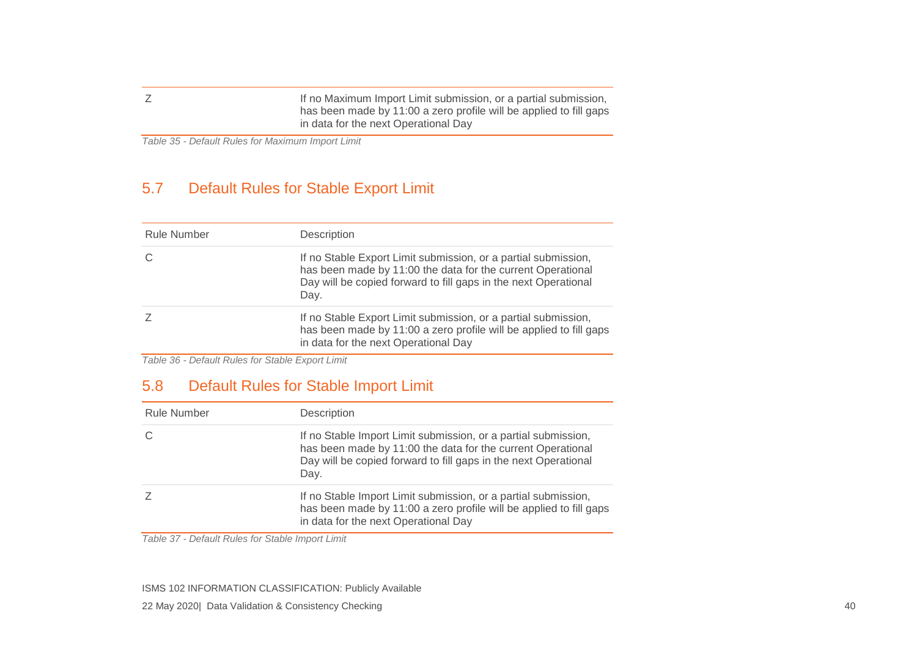| | |
|---|---|
| Z | If no Maximum Import Limit submission, or a partial submission, has been made by 11:00 a zero profile will be applied to fill gaps in data for the next Operational Day |

*Table 35 - Default Rules for Maximum Import Limit*

## 5.7 Default Rules for Stable Export Limit

| Rule Number | Description |
|---|---|
| C | If no Stable Export Limit submission, or a partial submission, has been made by 11:00 the data for the current Operational Day will be copied forward to fill gaps in the next Operational Day. |
| Z | If no Stable Export Limit submission, or a partial submission, has been made by 11:00 a zero profile will be applied to fill gaps in data for the next Operational Day |

*Table 36 - Default Rules for Stable Export Limit*

## 5.8 Default Rules for Stable Import Limit

| Rule Number | Description |
|---|---|
| C | If no Stable Import Limit submission, or a partial submission, has been made by 11:00 the data for the current Operational Day will be copied forward to fill gaps in the next Operational Day. |
| Z | If no Stable Import Limit submission, or a partial submission, has been made by 11:00 a zero profile will be applied to fill gaps in data for the next Operational Day |

*Table 37 - Default Rules for Stable Import Limit*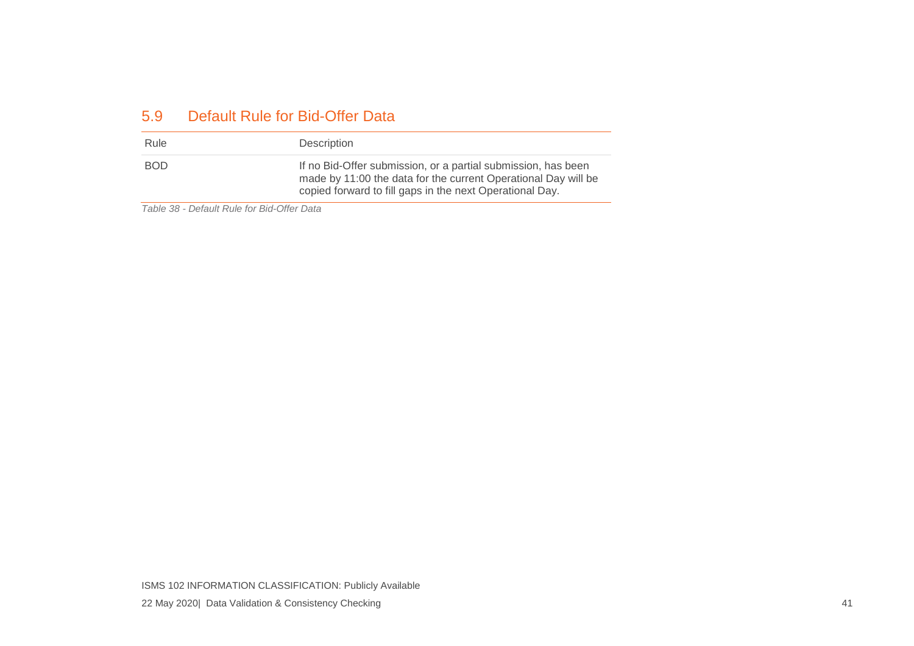## 5.9 Default Rule for Bid-Offer Data

| Rule | Description |
| --- | --- |
| BOD | If no Bid-Offer submission, or a partial submission, has been made by 11:00 the data for the current Operational Day will be copied forward to fill gaps in the next Operational Day. |

*Table 38 - Default Rule for Bid-Offer Data*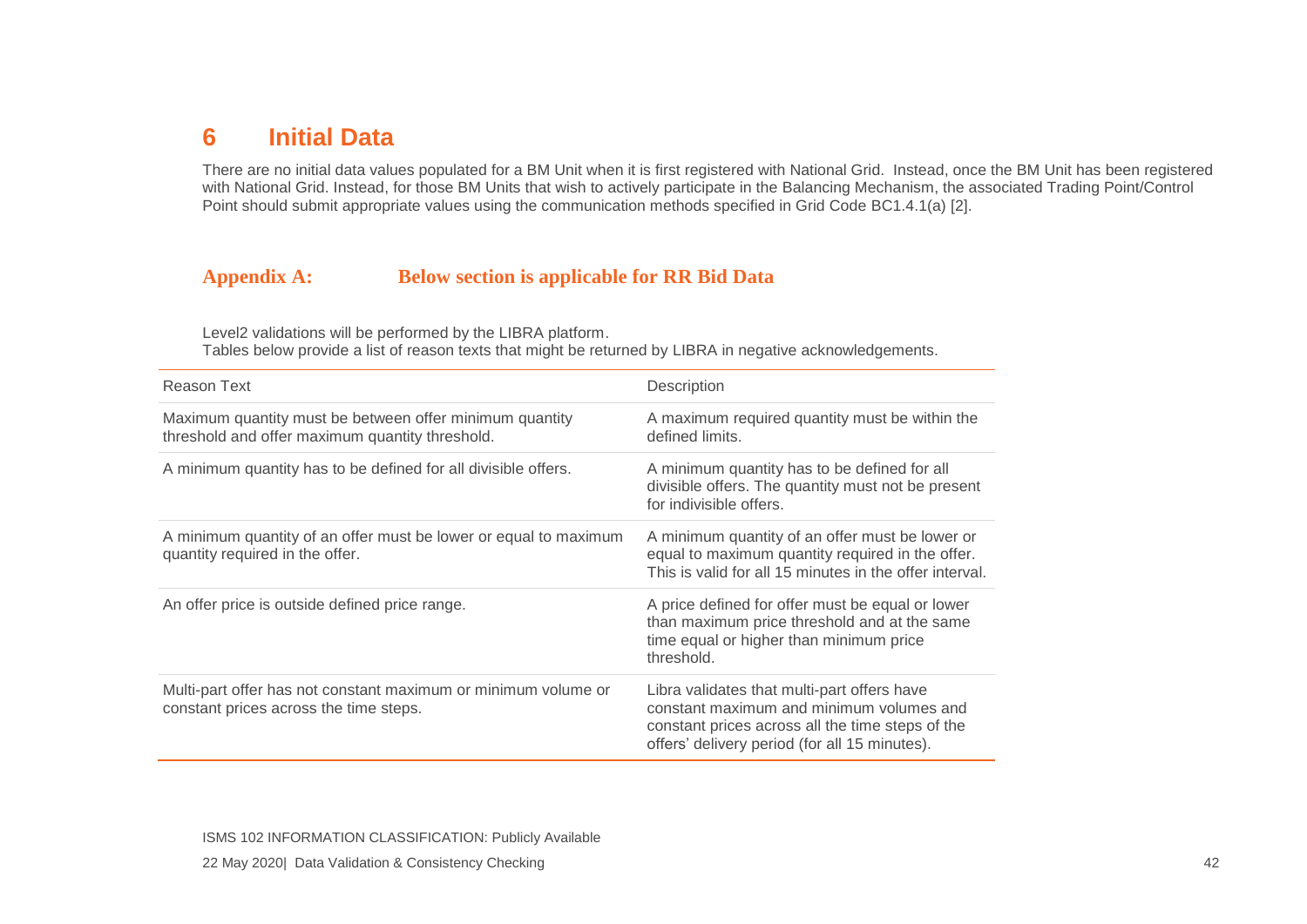# 6 Initial Data

There are no initial data values populated for a BM Unit when it is first registered with National Grid. Instead, once the BM Unit has been registered with National Grid. Instead, for those BM Units that wish to actively participate in the Balancing Mechanism, the associated Trading Point/Control Point should submit appropriate values using the communication methods specified in Grid Code BC1.4.1(a) [2].

## Appendix A: Below section is applicable for RR Bid Data

Level2 validations will be performed by the LIBRA platform.
Tables below provide a list of reason texts that might be returned by LIBRA in negative acknowledgements.

| Reason Text | Description |
|---|---|
| Maximum quantity must be between offer minimum quantity threshold and offer maximum quantity threshold. | A maximum required quantity must be within the defined limits. |
| A minimum quantity has to be defined for all divisible offers. | A minimum quantity has to be defined for all divisible offers. The quantity must not be present for indivisible offers. |
| A minimum quantity of an offer must be lower or equal to maximum quantity required in the offer. | A minimum quantity of an offer must be lower or equal to maximum quantity required in the offer. This is valid for all 15 minutes in the offer interval. |
| An offer price is outside defined price range. | A price defined for offer must be equal or lower than maximum price threshold and at the same time equal or higher than minimum price threshold. |
| Multi-part offer has not constant maximum or minimum volume or constant prices across the time steps. | Libra validates that multi-part offers have constant maximum and minimum volumes and constant prices across all the time steps of the offers' delivery period (for all 15 minutes). |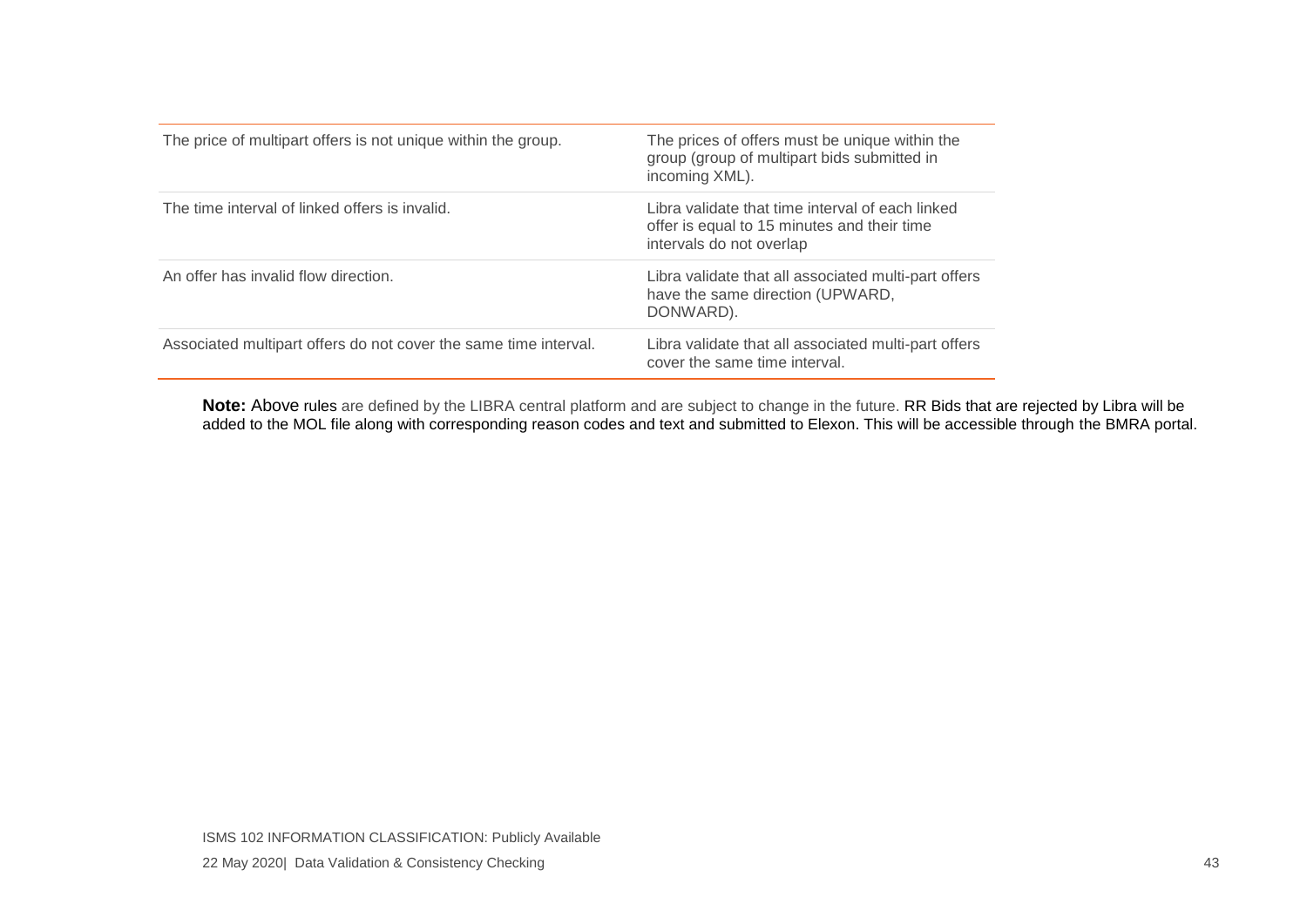| | |
|---|---|
| The price of multipart offers is not unique within the group. | The prices of offers must be unique within the group (group of multipart bids submitted in incoming XML). |
| The time interval of linked offers is invalid. | Libra validate that time interval of each linked offer is equal to 15 minutes and their time intervals do not overlap |
| An offer has invalid flow direction. | Libra validate that all associated multi-part offers have the same direction (UPWARD, DONWARD). |
| Associated multipart offers do not cover the same time interval. | Libra validate that all associated multi-part offers cover the same time interval. |

**Note:** Above rules are defined by the LIBRA central platform and are subject to change in the future. RR Bids that are rejected by Libra will be added to the MOL file along with corresponding reason codes and text and submitted to Elexon. This will be accessible through the BMRA portal.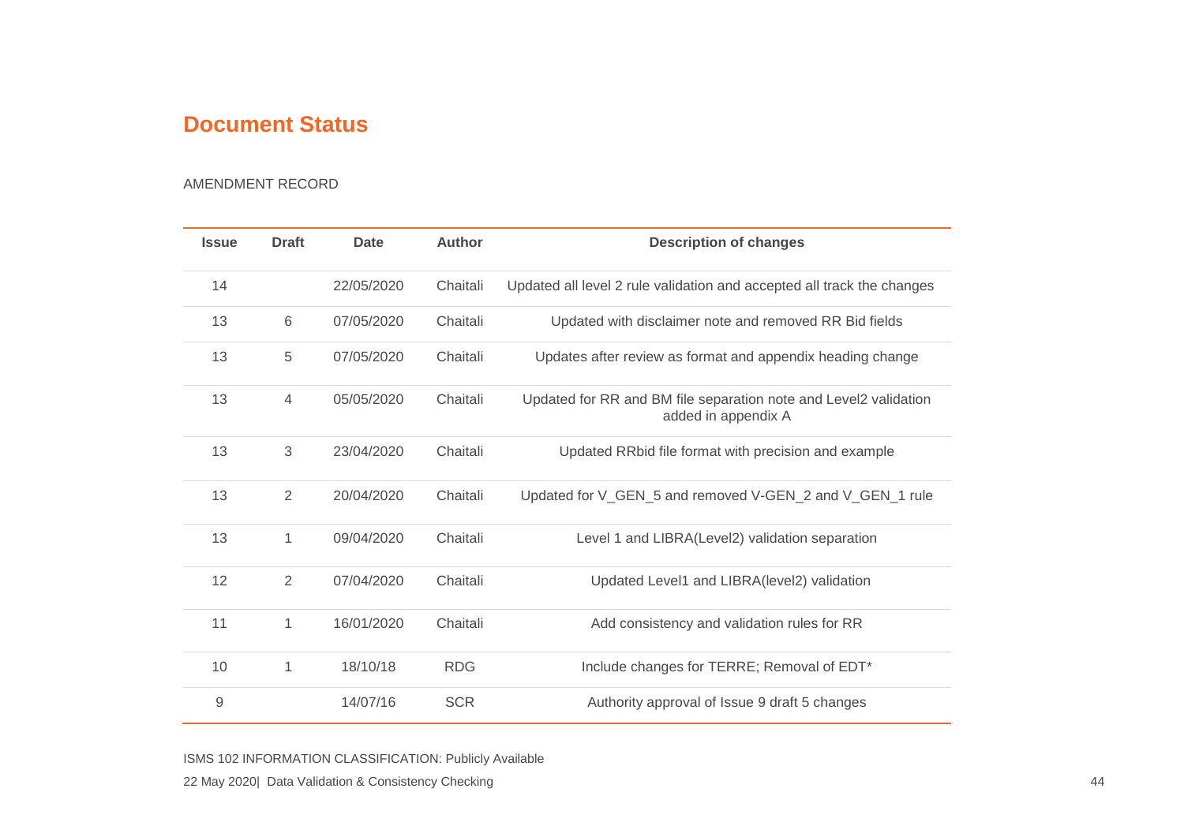## Document Status

AMENDMENT RECORD

| Issue | Draft | Date | Author | Description of changes |
|---|---|---|---|---|
| 14 | | 22/05/2020 | Chaitali | Updated all level 2 rule validation and accepted all track the changes |
| 13 | 6 | 07/05/2020 | Chaitali | Updated with disclaimer note and removed RR Bid fields |
| 13 | 5 | 07/05/2020 | Chaitali | Updates after review as format and appendix heading change |
| 13 | 4 | 05/05/2020 | Chaitali | Updated for RR and BM file separation note and Level2 validation added in appendix A |
| 13 | 3 | 23/04/2020 | Chaitali | Updated RRbid file format with precision and example |
| 13 | 2 | 20/04/2020 | Chaitali | Updated for V_GEN_5 and removed V-GEN_2 and V_GEN_1 rule |
| 13 | 1 | 09/04/2020 | Chaitali | Level 1 and LIBRA(Level2) validation separation |
| 12 | 2 | 07/04/2020 | Chaitali | Updated Level1 and LIBRA(level2) validation |
| 11 | 1 | 16/01/2020 | Chaitali | Add consistency and validation rules for RR |
| 10 | 1 | 18/10/18 | RDG | Include changes for TERRE; Removal of EDT* |
| 9 | | 14/07/16 | SCR | Authority approval of Issue 9 draft 5 changes |

ISMS 102 INFORMATION CLASSIFICATION: Publicly Available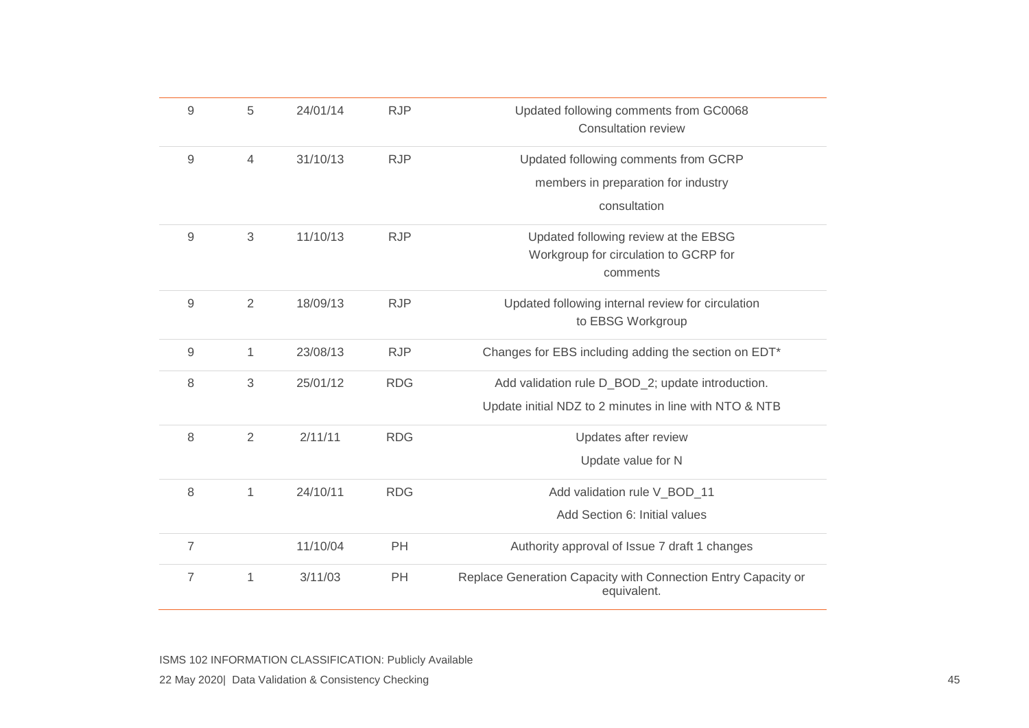| | | | | |
|---|---|---|---|---|
| 9 | 5 | 24/01/14 | RJP | Updated following comments from GC0068 Consultation review |
| 9 | 4 | 31/10/13 | RJP | Updated following comments from GCRP members in preparation for industry consultation |
| 9 | 3 | 11/10/13 | RJP | Updated following review at the EBSG Workgroup for circulation to GCRP for comments |
| 9 | 2 | 18/09/13 | RJP | Updated following internal review for circulation to EBSG Workgroup |
| 9 | 1 | 23/08/13 | RJP | Changes for EBS including adding the section on EDT* |
| 8 | 3 | 25/01/12 | RDG | Add validation rule D_BOD_2; update introduction.<br>Update initial NDZ to 2 minutes in line with NTO & NTB |
| 8 | 2 | 2/11/11 | RDG | Updates after review<br>Update value for N |
| 8 | 1 | 24/10/11 | RDG | Add validation rule V_BOD_11<br>Add Section 6: Initial values |
| 7 | | 11/10/04 | PH | Authority approval of Issue 7 draft 1 changes |
| 7 | 1 | 3/11/03 | PH | Replace Generation Capacity with Connection Entry Capacity or equivalent. |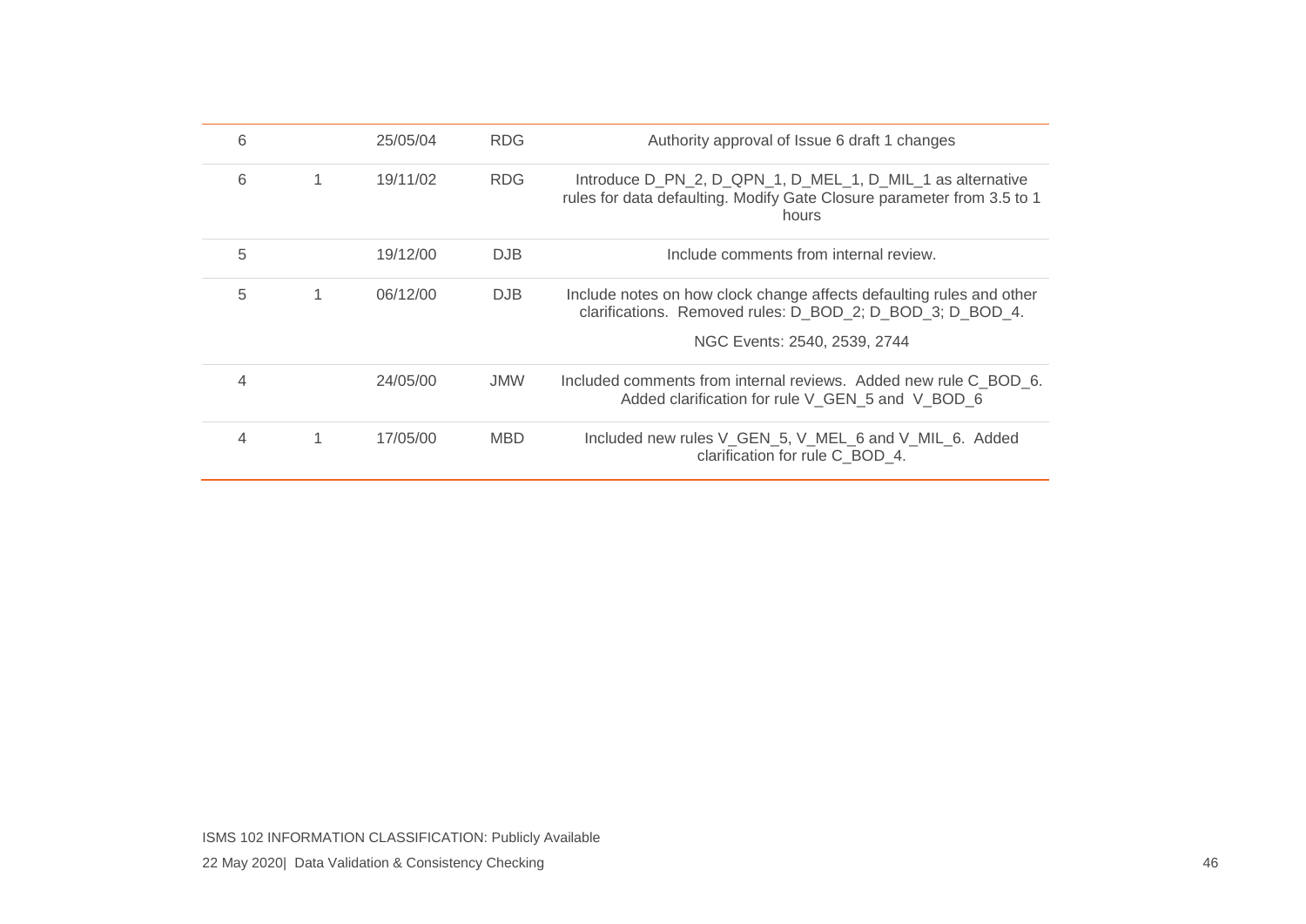| | | | | |
|---|---|---|---|---|
| 6 | | 25/05/04 | RDG | Authority approval of Issue 6 draft 1 changes |
| 6 | 1 | 19/11/02 | RDG | Introduce D_PN_2, D_QPN_1, D_MEL_1, D_MIL_1 as alternative rules for data defaulting. Modify Gate Closure parameter from 3.5 to 1 hours |
| 5 | | 19/12/00 | DJB | Include comments from internal review. |
| 5 | 1 | 06/12/00 | DJB | Include notes on how clock change affects defaulting rules and other clarifications. Removed rules: D_BOD_2; D_BOD_3; D_BOD_4.<br><br>NGC Events: 2540, 2539, 2744 |
| 4 | | 24/05/00 | JMW | Included comments from internal reviews. Added new rule C_BOD_6. Added clarification for rule V_GEN_5 and V_BOD_6 |
| 4 | 1 | 17/05/00 | MBD | Included new rules V_GEN_5, V_MEL_6 and V_MIL_6. Added clarification for rule C_BOD_4. |

ISMS 102 INFORMATION CLASSIFICATION: Publicly Available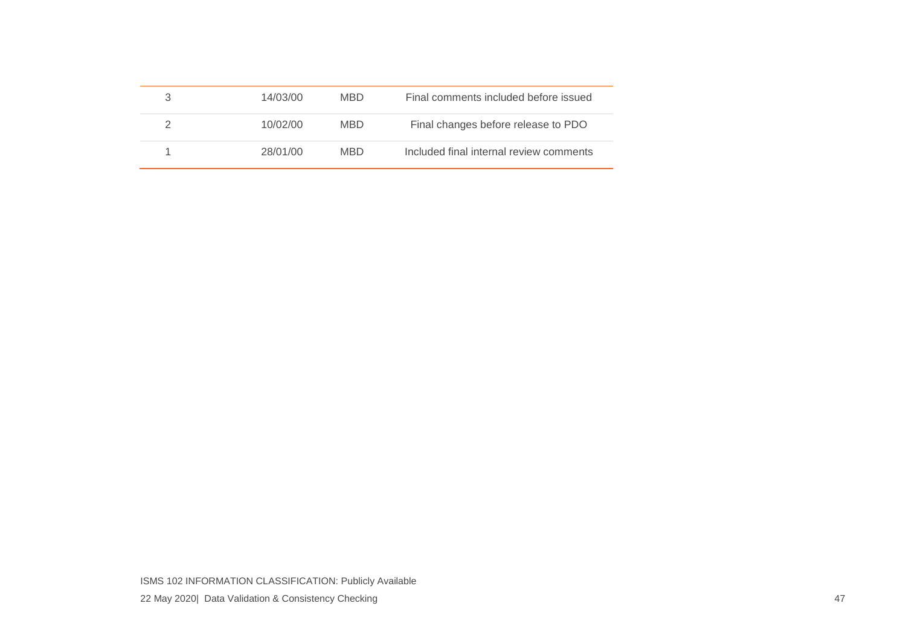| | | | |
|---|---|---|---|
| 3 | 14/03/00 | MBD | Final comments included before issued |
| 2 | 10/02/00 | MBD | Final changes before release to PDO |
| 1 | 28/01/00 | MBD | Included final internal review comments |

ISMS 102 INFORMATION CLASSIFICATION: Publicly Available